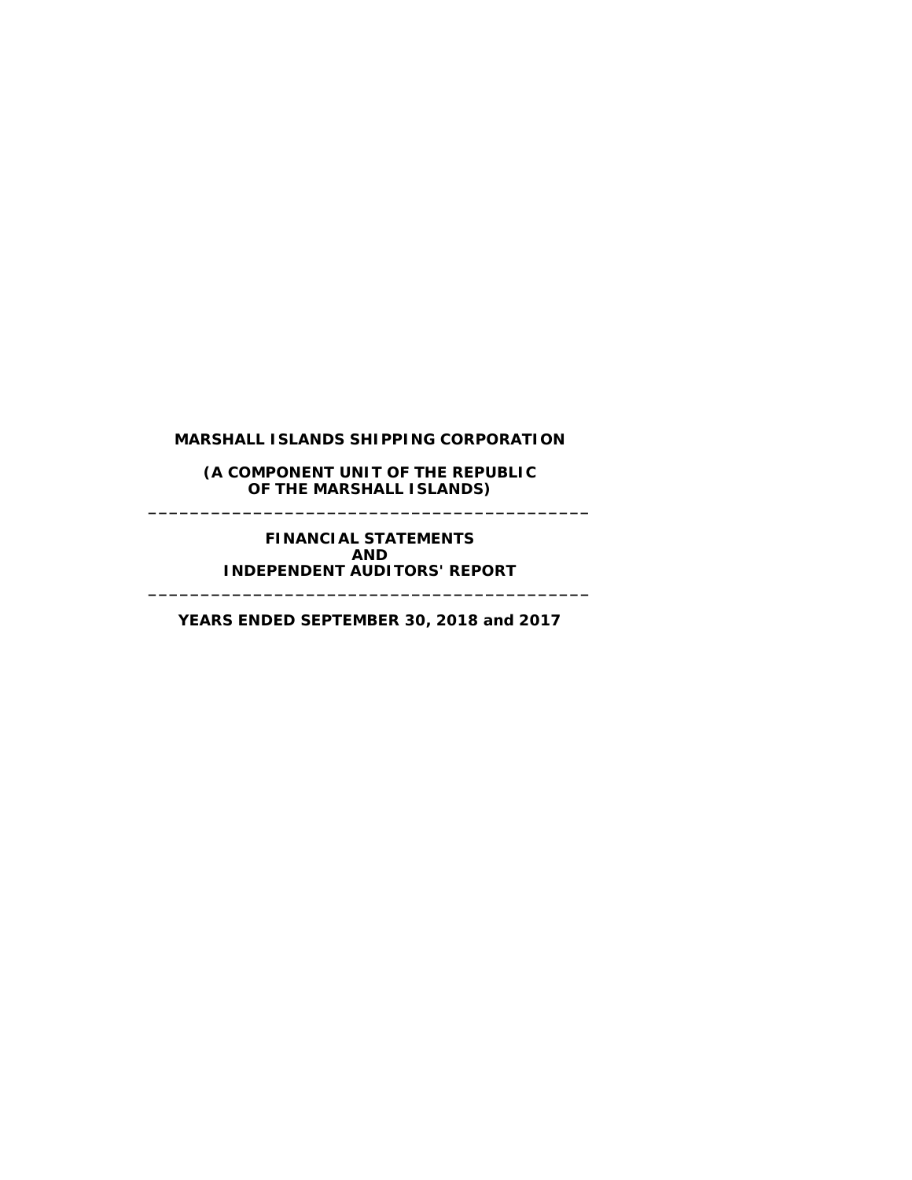# MARSHALL ISLANDS SHIPPING CORPORATION

## (A COMPONENT UNIT OF THE REPUBLIC OF THE MARSHALL ISLANDS)

---

## FINANCIAL STATEMENTS AND INDEPENDENT AUDITORS' REPORT

---

**YEARS ENDED SEPTEMBER 30, 2018 and 2017**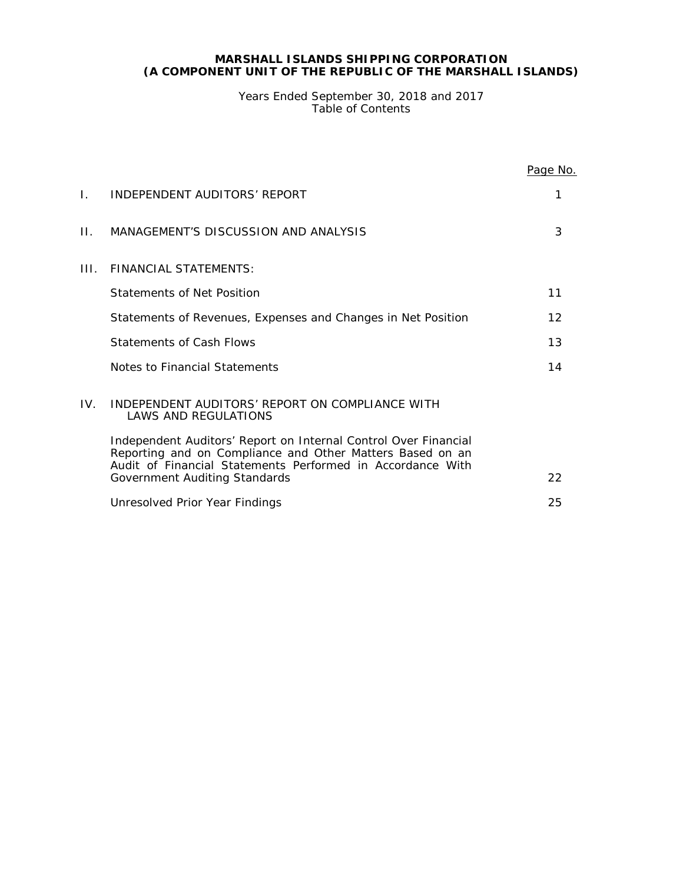# MARSHALL ISLANDS SHIPPING CORPORATION
## (A COMPONENT UNIT OF THE REPUBLIC OF THE MARSHALL ISLANDS)

Years Ended September 30, 2018 and 2017
Table of Contents

| | | Page No. |
|---|---|---|
| I. | INDEPENDENT AUDITORS' REPORT | 1 |
| II. | MANAGEMENT'S DISCUSSION AND ANALYSIS | 3 |
| III. | FINANCIAL STATEMENTS: | |
| | Statements of Net Position | 11 |
| | Statements of Revenues, Expenses and Changes in Net Position | 12 |
| | Statements of Cash Flows | 13 |
| | Notes to Financial Statements | 14 |
| IV. | INDEPENDENT AUDITORS' REPORT ON COMPLIANCE WITH LAWS AND REGULATIONS | |
| | Independent Auditors' Report on Internal Control Over Financial Reporting and on Compliance and Other Matters Based on an Audit of Financial Statements Performed in Accordance With Government Auditing Standards | 22 |
| | Unresolved Prior Year Findings | 25 |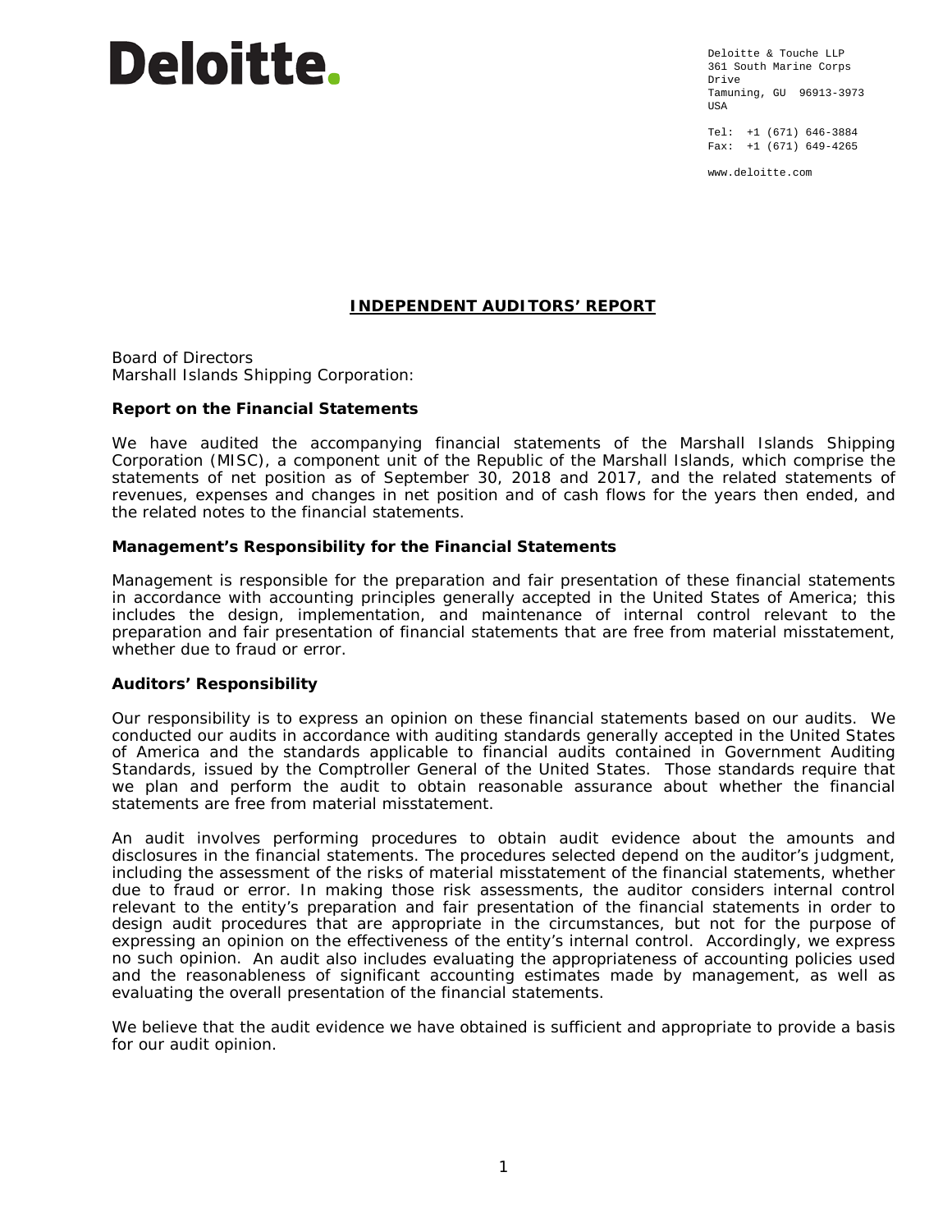# Deloitte.

Deloitte & Touche LLP
361 South Marine Corps Drive
Tamuning, GU 96913-3973
USA

Tel: +1 (671) 646-3884
Fax: +1 (671) 649-4265

www.deloitte.com

## INDEPENDENT AUDITORS' REPORT

Board of Directors
Marshall Islands Shipping Corporation:

### Report on the Financial Statements

We have audited the accompanying financial statements of the Marshall Islands Shipping Corporation (MISC), a component unit of the Republic of the Marshall Islands, which comprise the statements of net position as of September 30, 2018 and 2017, and the related statements of revenues, expenses and changes in net position and of cash flows for the years then ended, and the related notes to the financial statements.

### Management's Responsibility for the Financial Statements

Management is responsible for the preparation and fair presentation of these financial statements in accordance with accounting principles generally accepted in the United States of America; this includes the design, implementation, and maintenance of internal control relevant to the preparation and fair presentation of financial statements that are free from material misstatement, whether due to fraud or error.

### Auditors' Responsibility

Our responsibility is to express an opinion on these financial statements based on our audits. We conducted our audits in accordance with auditing standards generally accepted in the United States of America and the standards applicable to financial audits contained in Government Auditing Standards, issued by the Comptroller General of the United States. Those standards require that we plan and perform the audit to obtain reasonable assurance about whether the financial statements are free from material misstatement.

An audit involves performing procedures to obtain audit evidence about the amounts and disclosures in the financial statements. The procedures selected depend on the auditor's judgment, including the assessment of the risks of material misstatement of the financial statements, whether due to fraud or error. In making those risk assessments, the auditor considers internal control relevant to the entity's preparation and fair presentation of the financial statements in order to design audit procedures that are appropriate in the circumstances, but not for the purpose of expressing an opinion on the effectiveness of the entity's internal control. Accordingly, we express no such opinion. An audit also includes evaluating the appropriateness of accounting policies used and the reasonableness of significant accounting estimates made by management, as well as evaluating the overall presentation of the financial statements.

We believe that the audit evidence we have obtained is sufficient and appropriate to provide a basis for our audit opinion.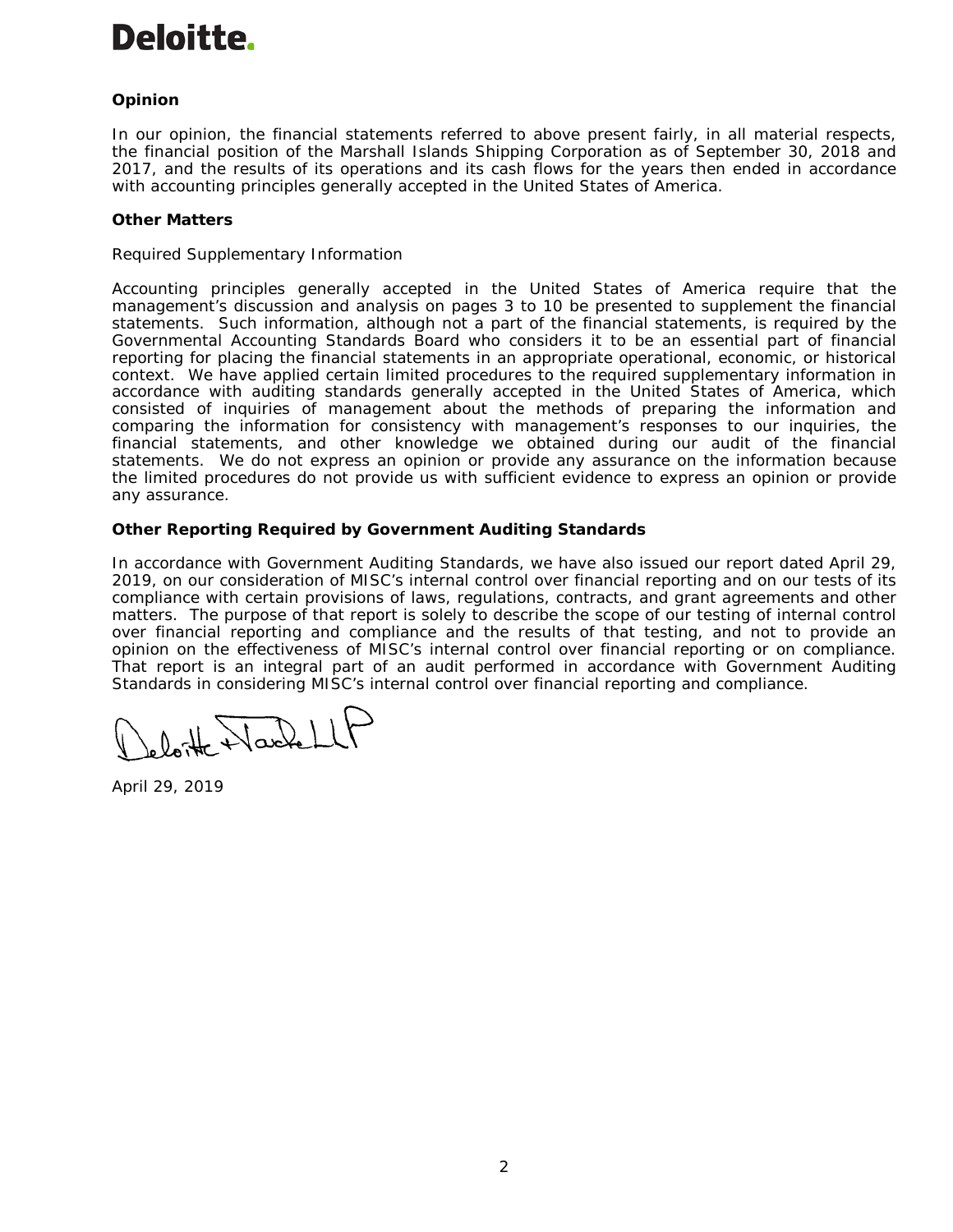**Deloitte.**

**Opinion**

In our opinion, the financial statements referred to above present fairly, in all material respects, the financial position of the Marshall Islands Shipping Corporation as of September 30, 2018 and 2017, and the results of its operations and its cash flows for the years then ended in accordance with accounting principles generally accepted in the United States of America.

**Other Matters**

Required Supplementary Information

Accounting principles generally accepted in the United States of America require that the management's discussion and analysis on pages 3 to 10 be presented to supplement the financial statements. Such information, although not a part of the financial statements, is required by the Governmental Accounting Standards Board who considers it to be an essential part of financial reporting for placing the financial statements in an appropriate operational, economic, or historical context. We have applied certain limited procedures to the required supplementary information in accordance with auditing standards generally accepted in the United States of America, which consisted of inquiries of management about the methods of preparing the information and comparing the information for consistency with management's responses to our inquiries, the financial statements, and other knowledge we obtained during our audit of the financial statements. We do not express an opinion or provide any assurance on the information because the limited procedures do not provide us with sufficient evidence to express an opinion or provide any assurance.

**Other Reporting Required by Government Auditing Standards**

In accordance with Government Auditing Standards, we have also issued our report dated April 29, 2019, on our consideration of MISC's internal control over financial reporting and on our tests of its compliance with certain provisions of laws, regulations, contracts, and grant agreements and other matters. The purpose of that report is solely to describe the scope of our testing of internal control over financial reporting and compliance and the results of that testing, and not to provide an opinion on the effectiveness of MISC's internal control over financial reporting or on compliance. That report is an integral part of an audit performed in accordance with Government Auditing Standards in considering MISC's internal control over financial reporting and compliance.

Deloitte & Touche LLP

April 29, 2019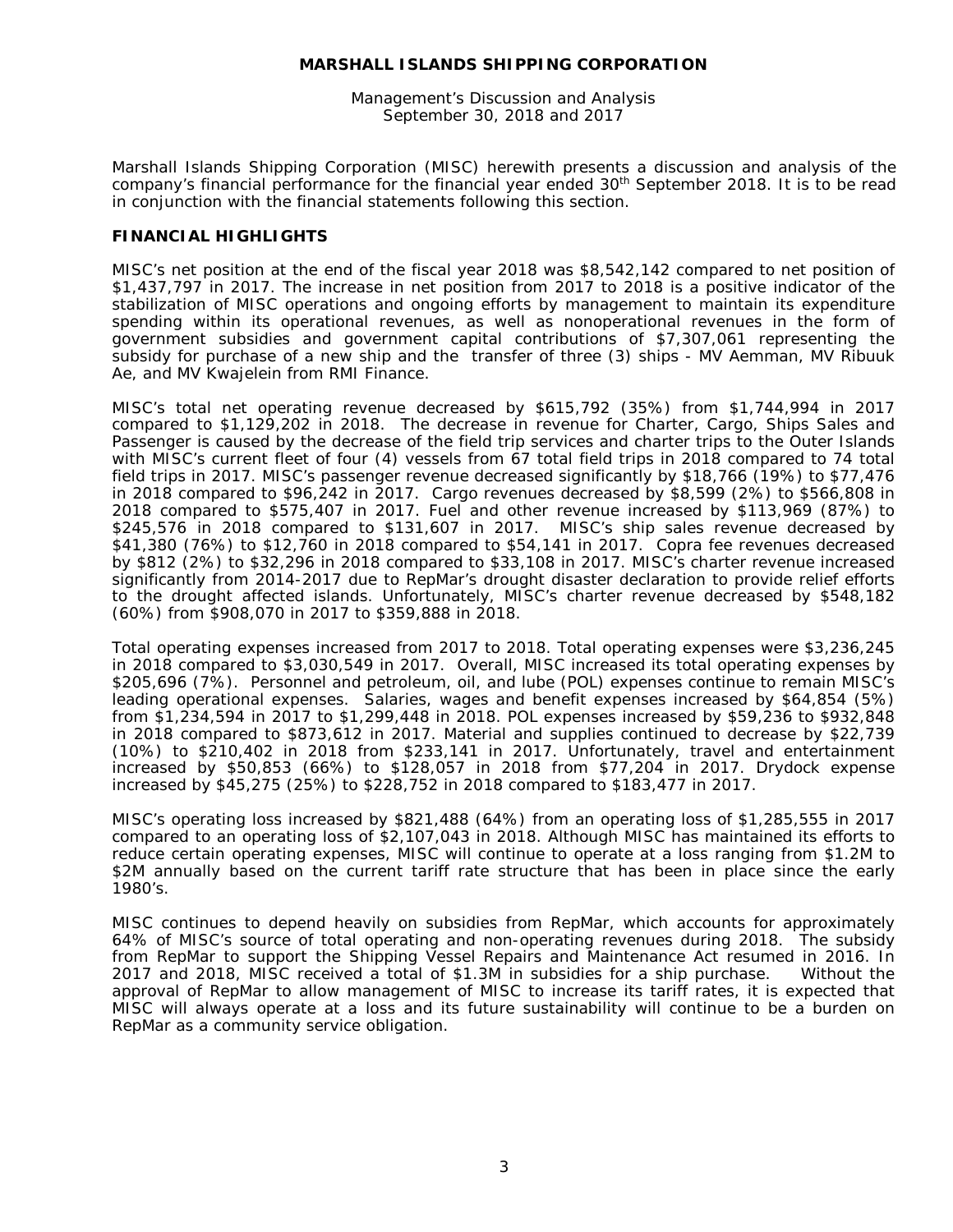**MARSHALL ISLANDS SHIPPING CORPORATION**

Management's Discussion and Analysis
September 30, 2018 and 2017

Marshall Islands Shipping Corporation (MISC) herewith presents a discussion and analysis of the company's financial performance for the financial year ended 30th September 2018. It is to be read in conjunction with the financial statements following this section.

## FINANCIAL HIGHLIGHTS

MISC's net position at the end of the fiscal year 2018 was $8,542,142 compared to net position of $1,437,797 in 2017. The increase in net position from 2017 to 2018 is a positive indicator of the stabilization of MISC operations and ongoing efforts by management to maintain its expenditure spending within its operational revenues, as well as nonoperational revenues in the form of government subsidies and government capital contributions of $7,307,061 representing the subsidy for purchase of a new ship and the transfer of three (3) ships - MV Aemman, MV Ribuuk Ae, and MV Kwajelein from RMI Finance.

MISC's total net operating revenue decreased by $615,792 (35%) from $1,744,994 in 2017 compared to $1,129,202 in 2018. The decrease in revenue for Charter, Cargo, Ships Sales and Passenger is caused by the decrease of the field trip services and charter trips to the Outer Islands with MISC's current fleet of four (4) vessels from 67 total field trips in 2018 compared to 74 total field trips in 2017. MISC's passenger revenue decreased significantly by $18,766 (19%) to $77,476 in 2018 compared to $96,242 in 2017. Cargo revenues decreased by $8,599 (2%) to $566,808 in 2018 compared to $575,407 in 2017. Fuel and other revenue increased by $113,969 (87%) to $245,576 in 2018 compared to $131,607 in 2017. MISC's ship sales revenue decreased by $41,380 (76%) to $12,760 in 2018 compared to $54,141 in 2017. Copra fee revenues decreased by $812 (2%) to $32,296 in 2018 compared to $33,108 in 2017. MISC's charter revenue increased significantly from 2014-2017 due to RepMar's drought disaster declaration to provide relief efforts to the drought affected islands. Unfortunately, MISC's charter revenue decreased by $548,182 (60%) from $908,070 in 2017 to $359,888 in 2018.

Total operating expenses increased from 2017 to 2018. Total operating expenses were $3,236,245 in 2018 compared to $3,030,549 in 2017. Overall, MISC increased its total operating expenses by $205,696 (7%). Personnel and petroleum, oil, and lube (POL) expenses continue to remain MISC's leading operational expenses. Salaries, wages and benefit expenses increased by $64,854 (5%) from $1,234,594 in 2017 to $1,299,448 in 2018. POL expenses increased by $59,236 to $932,848 in 2018 compared to $873,612 in 2017. Material and supplies continued to decrease by $22,739 (10%) to $210,402 in 2018 from $233,141 in 2017. Unfortunately, travel and entertainment increased by $50,853 (66%) to $128,057 in 2018 from $77,204 in 2017. Drydock expense increased by $45,275 (25%) to $228,752 in 2018 compared to $183,477 in 2017.

MISC's operating loss increased by $821,488 (64%) from an operating loss of $1,285,555 in 2017 compared to an operating loss of $2,107,043 in 2018. Although MISC has maintained its efforts to reduce certain operating expenses, MISC will continue to operate at a loss ranging from $1.2M to $2M annually based on the current tariff rate structure that has been in place since the early 1980's.

MISC continues to depend heavily on subsidies from RepMar, which accounts for approximately 64% of MISC's source of total operating and non-operating revenues during 2018. The subsidy from RepMar to support the Shipping Vessel Repairs and Maintenance Act resumed in 2016. In 2017 and 2018, MISC received a total of $1.3M in subsidies for a ship purchase. Without the approval of RepMar to allow management of MISC to increase its tariff rates, it is expected that MISC will always operate at a loss and its future sustainability will continue to be a burden on RepMar as a community service obligation.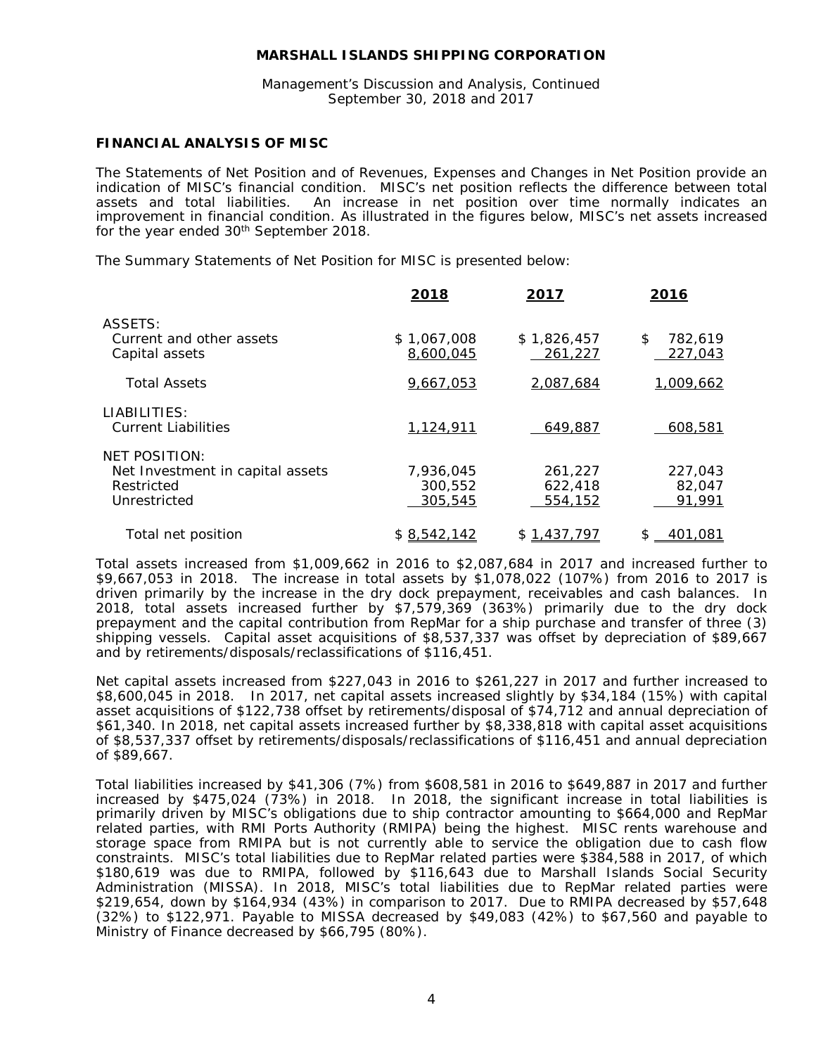## FINANCIAL ANALYSIS OF MISC

The Statements of Net Position and of Revenues, Expenses and Changes in Net Position provide an indication of MISC's financial condition. MISC's net position reflects the difference between total assets and total liabilities. An increase in net position over time normally indicates an improvement in financial condition. As illustrated in the figures below, MISC's net assets increased for the year ended 30th September 2018.

The Summary Statements of Net Position for MISC is presented below:

| | 2018 | 2017 | 2016 |
|---|---|---|---|
| ASSETS: | | | |
| Current and other assets | $ 1,067,008 | $ 1,826,457 | $ 782,619 |
| Capital assets | 8,600,045 | 261,227 | 227,043 |
| Total Assets | 9,667,053 | 2,087,684 | 1,009,662 |
| LIABILITIES: | | | |
| Current Liabilities | 1,124,911 | 649,887 | 608,581 |
| NET POSITION: | | | |
| Net Investment in capital assets | 7,936,045 | 261,227 | 227,043 |
| Restricted | 300,552 | 622,418 | 82,047 |
| Unrestricted | 305,545 | 554,152 | 91,991 |
| Total net position | $ 8,542,142 | $ 1,437,797 | $ 401,081 |

Total assets increased from $1,009,662 in 2016 to $2,087,684 in 2017 and increased further to $9,667,053 in 2018. The increase in total assets by $1,078,022 (107%) from 2016 to 2017 is driven primarily by the increase in the dry dock prepayment, receivables and cash balances. In 2018, total assets increased further by $7,579,369 (363%) primarily due to the dry dock prepayment and the capital contribution from RepMar for a ship purchase and transfer of three (3) shipping vessels. Capital asset acquisitions of $8,537,337 was offset by depreciation of $89,667 and by retirements/disposals/reclassifications of $116,451.

Net capital assets increased from $227,043 in 2016 to $261,227 in 2017 and further increased to $8,600,045 in 2018. In 2017, net capital assets increased slightly by $34,184 (15%) with capital asset acquisitions of $122,738 offset by retirements/disposal of $74,712 and annual depreciation of $61,340. In 2018, net capital assets increased further by $8,338,818 with capital asset acquisitions of $8,537,337 offset by retirements/disposals/reclassifications of $116,451 and annual depreciation of $89,667.

Total liabilities increased by $41,306 (7%) from $608,581 in 2016 to $649,887 in 2017 and further increased by $475,024 (73%) in 2018. In 2018, the significant increase in total liabilities is primarily driven by MISC's obligations due to ship contractor amounting to $664,000 and RepMar related parties, with RMI Ports Authority (RMIPA) being the highest. MISC rents warehouse and storage space from RMIPA but is not currently able to service the obligation due to cash flow constraints. MISC's total liabilities due to RepMar related parties were $384,588 in 2017, of which $180,619 was due to RMIPA, followed by $116,643 due to Marshall Islands Social Security Administration (MISSA). In 2018, MISC's total liabilities due to RepMar related parties were $219,654, down by $164,934 (43%) in comparison to 2017. Due to RMIPA decreased by $57,648 (32%) to $122,971. Payable to MISSA decreased by $49,083 (42%) to $67,560 and payable to Ministry of Finance decreased by $66,795 (80%).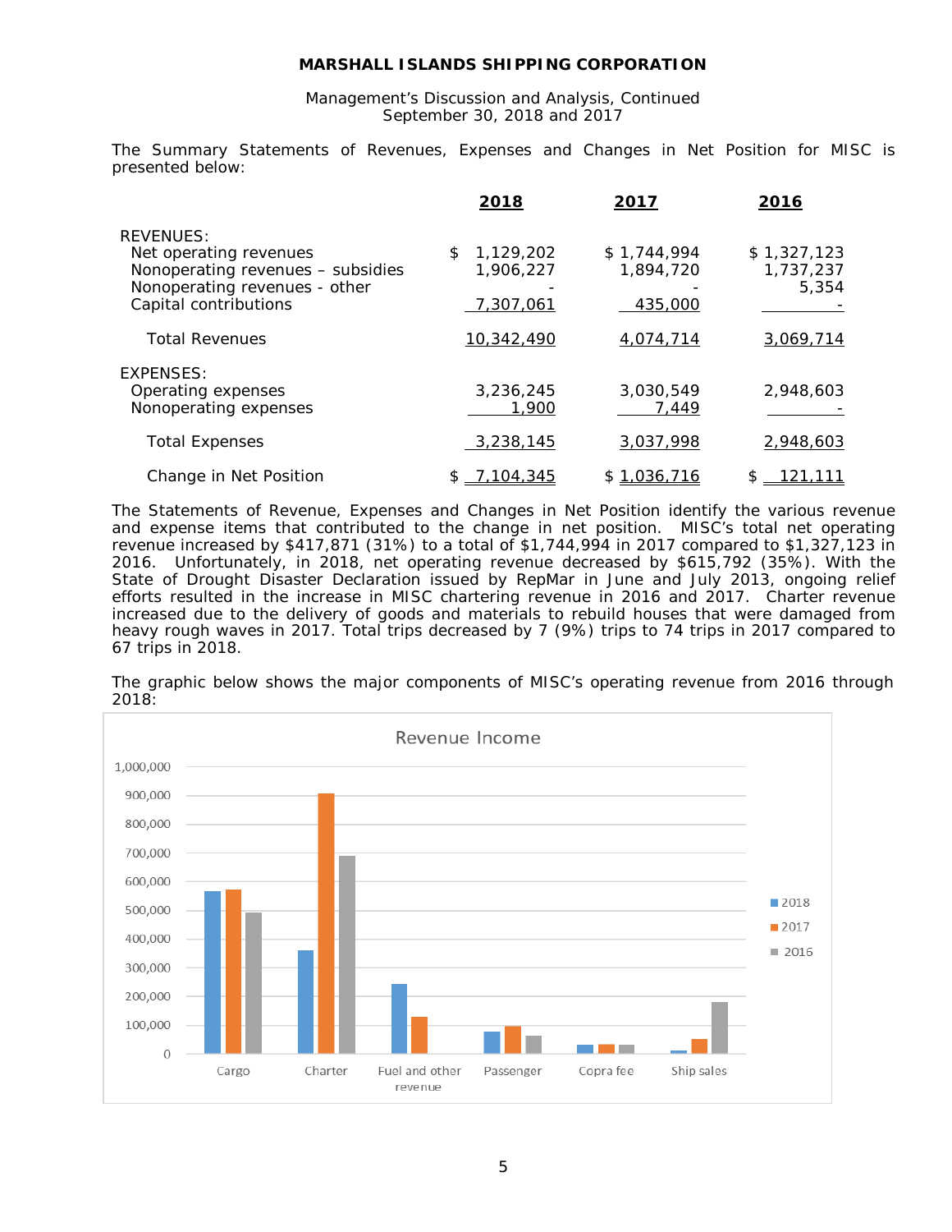# MARSHALL ISLANDS SHIPPING CORPORATION

Management's Discussion and Analysis, Continued
September 30, 2018 and 2017

The Summary Statements of Revenues, Expenses and Changes in Net Position for MISC is presented below:

| | 2018 | 2017 | 2016 |
|---|---|---|---|
| REVENUES: | | | |
| Net operating revenues | $ 1,129,202 | $ 1,744,994 | $ 1,327,123 |
| Nonoperating revenues – subsidies | 1,906,227 | 1,894,720 | 1,737,237 |
| Nonoperating revenues - other | - | - | 5,354 |
| Capital contributions | 7,307,061 | 435,000 | - |
| Total Revenues | 10,342,490 | 4,074,714 | 3,069,714 |
| EXPENSES: | | | |
| Operating expenses | 3,236,245 | 3,030,549 | 2,948,603 |
| Nonoperating expenses | 1,900 | 7,449 | - |
| Total Expenses | 3,238,145 | 3,037,998 | 2,948,603 |
| Change in Net Position | $ 7,104,345 | $ 1,036,716 | $ 121,111 |

The Statements of Revenue, Expenses and Changes in Net Position identify the various revenue and expense items that contributed to the change in net position. MISC's total net operating revenue increased by $417,871 (31%) to a total of $1,744,994 in 2017 compared to $1,327,123 in 2016. Unfortunately, in 2018, net operating revenue decreased by $615,792 (35%). With the State of Drought Disaster Declaration issued by RepMar in June and July 2013, ongoing relief efforts resulted in the increase in MISC chartering revenue in 2016 and 2017. Charter revenue increased due to the delivery of goods and materials to rebuild houses that were damaged from heavy rough waves in 2017. Total trips decreased by 7 (9%) trips to 74 trips in 2017 compared to 67 trips in 2018.

The graphic below shows the major components of MISC's operating revenue from 2016 through 2018:

Revenue Income

| | 2018 | 2017 | 2016 |
|---|---|---|---|
| Cargo | ~565,000 | ~570,000 | ~490,000 |
| Charter | ~360,000 | ~905,000 | ~690,000 |
| Fuel and other revenue | ~240,000 | ~125,000 | 0 |
| Passenger | ~75,000 | ~95,000 | ~60,000 |
| Copra fee | ~30,000 | ~30,000 | ~30,000 |
| Ship sales | ~10,000 | ~50,000 | ~180,000 |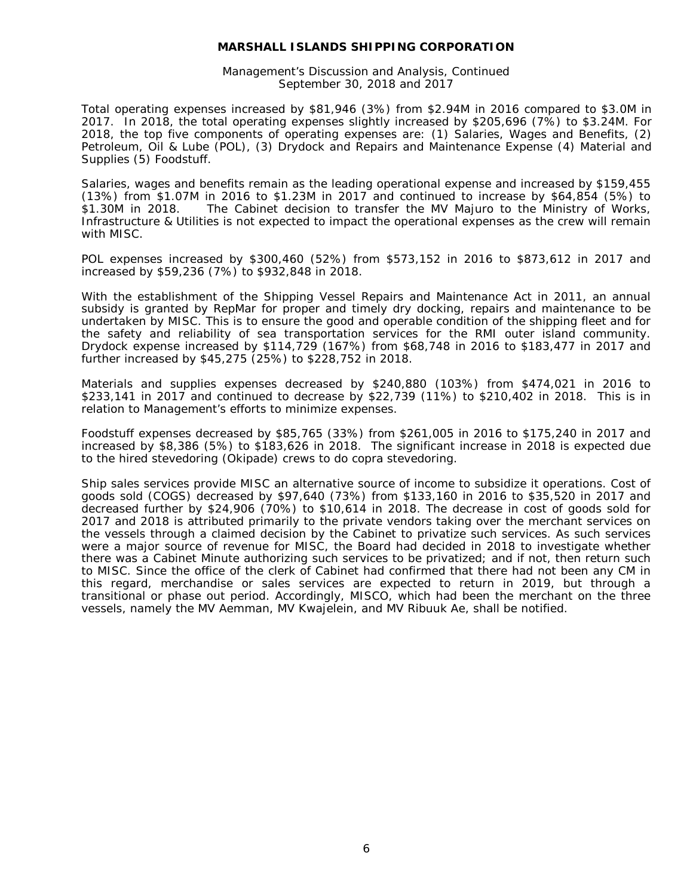**MARSHALL ISLANDS SHIPPING CORPORATION**

Management's Discussion and Analysis, Continued
September 30, 2018 and 2017

Total operating expenses increased by $81,946 (3%) from $2.94M in 2016 compared to $3.0M in 2017. In 2018, the total operating expenses slightly increased by $205,696 (7%) to $3.24M. For 2018, the top five components of operating expenses are: (1) Salaries, Wages and Benefits, (2) Petroleum, Oil & Lube (POL), (3) Drydock and Repairs and Maintenance Expense (4) Material and Supplies (5) Foodstuff.

Salaries, wages and benefits remain as the leading operational expense and increased by $159,455 (13%) from $1.07M in 2016 to $1.23M in 2017 and continued to increase by $64,854 (5%) to $1.30M in 2018. The Cabinet decision to transfer the MV Majuro to the Ministry of Works, Infrastructure & Utilities is not expected to impact the operational expenses as the crew will remain with MISC.

POL expenses increased by $300,460 (52%) from $573,152 in 2016 to $873,612 in 2017 and increased by $59,236 (7%) to $932,848 in 2018.

With the establishment of the Shipping Vessel Repairs and Maintenance Act in 2011, an annual subsidy is granted by RepMar for proper and timely dry docking, repairs and maintenance to be undertaken by MISC. This is to ensure the good and operable condition of the shipping fleet and for the safety and reliability of sea transportation services for the RMI outer island community. Drydock expense increased by $114,729 (167%) from $68,748 in 2016 to $183,477 in 2017 and further increased by $45,275 (25%) to $228,752 in 2018.

Materials and supplies expenses decreased by $240,880 (103%) from $474,021 in 2016 to $233,141 in 2017 and continued to decrease by $22,739 (11%) to $210,402 in 2018. This is in relation to Management's efforts to minimize expenses.

Foodstuff expenses decreased by $85,765 (33%) from $261,005 in 2016 to $175,240 in 2017 and increased by $8,386 (5%) to $183,626 in 2018. The significant increase in 2018 is expected due to the hired stevedoring (Okipade) crews to do copra stevedoring.

Ship sales services provide MISC an alternative source of income to subsidize it operations. Cost of goods sold (COGS) decreased by $97,640 (73%) from $133,160 in 2016 to $35,520 in 2017 and decreased further by $24,906 (70%) to $10,614 in 2018. The decrease in cost of goods sold for 2017 and 2018 is attributed primarily to the private vendors taking over the merchant services on the vessels through a claimed decision by the Cabinet to privatize such services. As such services were a major source of revenue for MISC, the Board had decided in 2018 to investigate whether there was a Cabinet Minute authorizing such services to be privatized; and if not, then return such to MISC. Since the office of the clerk of Cabinet had confirmed that there had not been any CM in this regard, merchandise or sales services are expected to return in 2019, but through a transitional or phase out period. Accordingly, MISCO, which had been the merchant on the three vessels, namely the MV Aemman, MV Kwajelein, and MV Ribuuk Ae, shall be notified.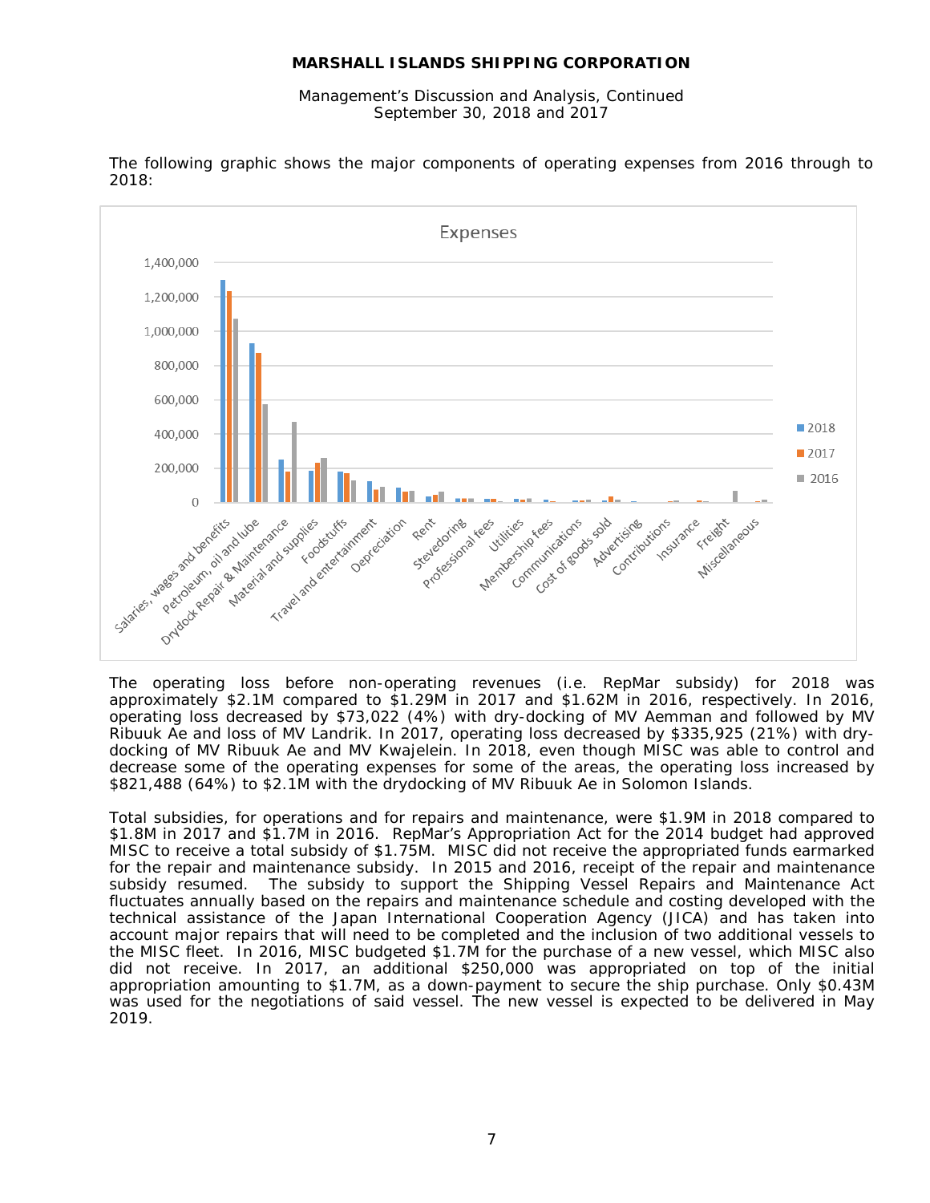The following graphic shows the major components of operating expenses from 2016 through to 2018:

The operating loss before non-operating revenues (i.e. RepMar subsidy) for 2018 was approximately $2.1M compared to $1.29M in 2017 and $1.62M in 2016, respectively. In 2016, operating loss decreased by $73,022 (4%) with dry-docking of MV Aemman and followed by MV Ribuuk Ae and loss of MV Landrik. In 2017, operating loss decreased by $335,925 (21%) with dry-docking of MV Ribuuk Ae and MV Kwajelein. In 2018, even though MISC was able to control and decrease some of the operating expenses for some of the areas, the operating loss increased by $821,488 (64%) to $2.1M with the drydocking of MV Ribuuk Ae in Solomon Islands.

Total subsidies, for operations and for repairs and maintenance, were $1.9M in 2018 compared to $1.8M in 2017 and $1.7M in 2016. RepMar's Appropriation Act for the 2014 budget had approved MISC to receive a total subsidy of $1.75M. MISC did not receive the appropriated funds earmarked for the repair and maintenance subsidy. In 2015 and 2016, receipt of the repair and maintenance subsidy resumed. The subsidy to support the Shipping Vessel Repairs and Maintenance Act fluctuates annually based on the repairs and maintenance schedule and costing developed with the technical assistance of the Japan International Cooperation Agency (JICA) and has taken into account major repairs that will need to be completed and the inclusion of two additional vessels to the MISC fleet. In 2016, MISC budgeted $1.7M for the purchase of a new vessel, which MISC also did not receive. In 2017, an additional $250,000 was appropriated on top of the initial appropriation amounting to $1.7M, as a down-payment to secure the ship purchase. Only $0.43M was used for the negotiations of said vessel. The new vessel is expected to be delivered in May 2019.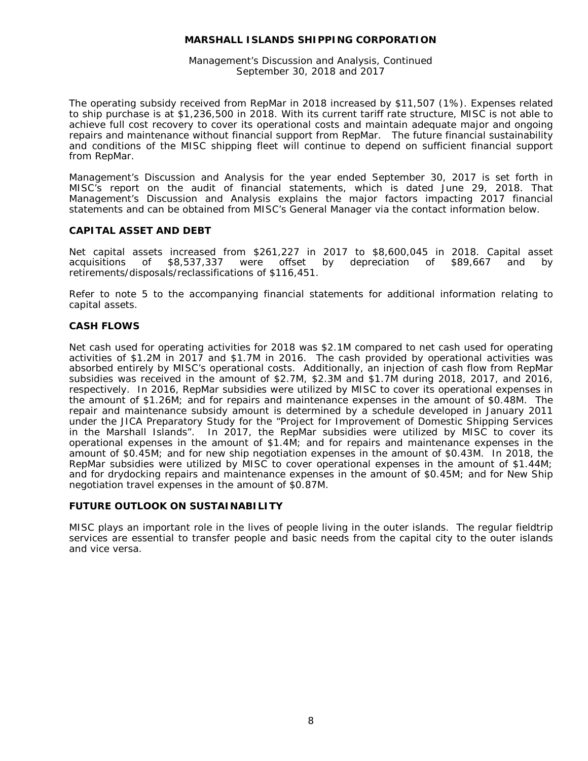The operating subsidy received from RepMar in 2018 increased by $11,507 (1%). Expenses related to ship purchase is at $1,236,500 in 2018. With its current tariff rate structure, MISC is not able to achieve full cost recovery to cover its operational costs and maintain adequate major and ongoing repairs and maintenance without financial support from RepMar. The future financial sustainability and conditions of the MISC shipping fleet will continue to depend on sufficient financial support from RepMar.

Management's Discussion and Analysis for the year ended September 30, 2017 is set forth in MISC's report on the audit of financial statements, which is dated June 29, 2018. That Management's Discussion and Analysis explains the major factors impacting 2017 financial statements and can be obtained from MISC's General Manager via the contact information below.

## CAPITAL ASSET AND DEBT

Net capital assets increased from $261,227 in 2017 to $8,600,045 in 2018. Capital asset acquisitions of $8,537,337 were offset by depreciation of $89,667 and by retirements/disposals/reclassifications of $116,451.

Refer to note 5 to the accompanying financial statements for additional information relating to capital assets.

## CASH FLOWS

Net cash used for operating activities for 2018 was $2.1M compared to net cash used for operating activities of $1.2M in 2017 and $1.7M in 2016. The cash provided by operational activities was absorbed entirely by MISC's operational costs. Additionally, an injection of cash flow from RepMar subsidies was received in the amount of $2.7M, $2.3M and $1.7M during 2018, 2017, and 2016, respectively. In 2016, RepMar subsidies were utilized by MISC to cover its operational expenses in the amount of $1.26M; and for repairs and maintenance expenses in the amount of $0.48M. The repair and maintenance subsidy amount is determined by a schedule developed in January 2011 under the JICA Preparatory Study for the "Project for Improvement of Domestic Shipping Services in the Marshall Islands". In 2017, the RepMar subsidies were utilized by MISC to cover its operational expenses in the amount of $1.4M; and for repairs and maintenance expenses in the amount of $0.45M; and for new ship negotiation expenses in the amount of $0.43M. In 2018, the RepMar subsidies were utilized by MISC to cover operational expenses in the amount of $1.44M; and for drydocking repairs and maintenance expenses in the amount of $0.45M; and for New Ship negotiation travel expenses in the amount of $0.87M.

## FUTURE OUTLOOK ON SUSTAINABILITY

MISC plays an important role in the lives of people living in the outer islands. The regular fieldtrip services are essential to transfer people and basic needs from the capital city to the outer islands and vice versa.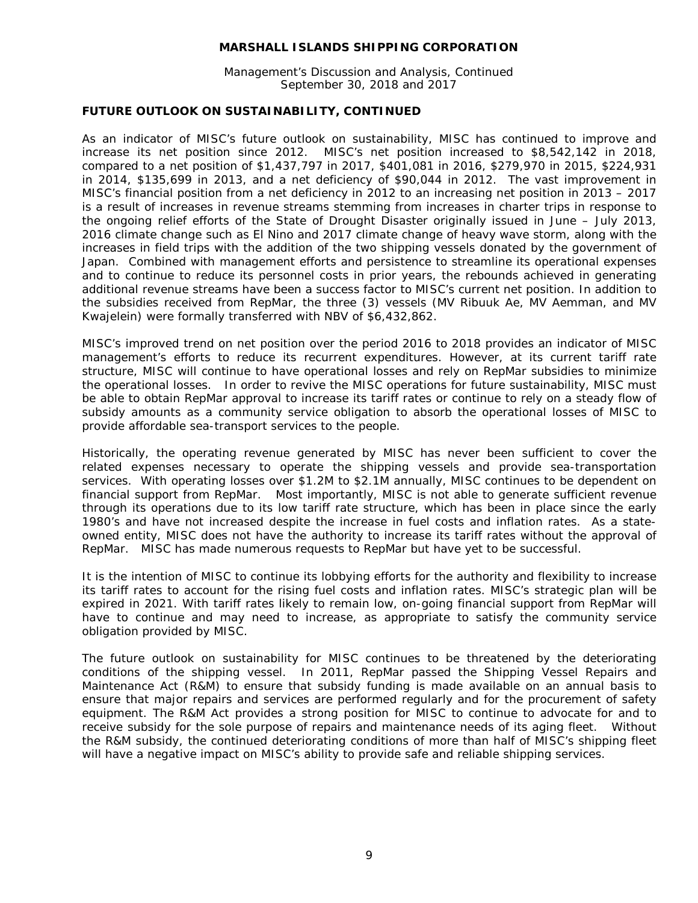## FUTURE OUTLOOK ON SUSTAINABILITY, CONTINUED

As an indicator of MISC's future outlook on sustainability, MISC has continued to improve and increase its net position since 2012. MISC's net position increased to $8,542,142 in 2018, compared to a net position of $1,437,797 in 2017, $401,081 in 2016, $279,970 in 2015, $224,931 in 2014, $135,699 in 2013, and a net deficiency of $90,044 in 2012. The vast improvement in MISC's financial position from a net deficiency in 2012 to an increasing net position in 2013 – 2017 is a result of increases in revenue streams stemming from increases in charter trips in response to the ongoing relief efforts of the State of Drought Disaster originally issued in June – July 2013, 2016 climate change such as El Nino and 2017 climate change of heavy wave storm, along with the increases in field trips with the addition of the two shipping vessels donated by the government of Japan. Combined with management efforts and persistence to streamline its operational expenses and to continue to reduce its personnel costs in prior years, the rebounds achieved in generating additional revenue streams have been a success factor to MISC's current net position. In addition to the subsidies received from RepMar, the three (3) vessels (MV Ribuuk Ae, MV Aemman, and MV Kwajelein) were formally transferred with NBV of $6,432,862.

MISC's improved trend on net position over the period 2016 to 2018 provides an indicator of MISC management's efforts to reduce its recurrent expenditures. However, at its current tariff rate structure, MISC will continue to have operational losses and rely on RepMar subsidies to minimize the operational losses. In order to revive the MISC operations for future sustainability, MISC must be able to obtain RepMar approval to increase its tariff rates or continue to rely on a steady flow of subsidy amounts as a community service obligation to absorb the operational losses of MISC to provide affordable sea-transport services to the people.

Historically, the operating revenue generated by MISC has never been sufficient to cover the related expenses necessary to operate the shipping vessels and provide sea-transportation services. With operating losses over $1.2M to $2.1M annually, MISC continues to be dependent on financial support from RepMar. Most importantly, MISC is not able to generate sufficient revenue through its operations due to its low tariff rate structure, which has been in place since the early 1980's and have not increased despite the increase in fuel costs and inflation rates. As a state-owned entity, MISC does not have the authority to increase its tariff rates without the approval of RepMar. MISC has made numerous requests to RepMar but have yet to be successful.

It is the intention of MISC to continue its lobbying efforts for the authority and flexibility to increase its tariff rates to account for the rising fuel costs and inflation rates. MISC's strategic plan will be expired in 2021. With tariff rates likely to remain low, on-going financial support from RepMar will have to continue and may need to increase, as appropriate to satisfy the community service obligation provided by MISC.

The future outlook on sustainability for MISC continues to be threatened by the deteriorating conditions of the shipping vessel. In 2011, RepMar passed the Shipping Vessel Repairs and Maintenance Act (R&M) to ensure that subsidy funding is made available on an annual basis to ensure that major repairs and services are performed regularly and for the procurement of safety equipment. The R&M Act provides a strong position for MISC to continue to advocate for and to receive subsidy for the sole purpose of repairs and maintenance needs of its aging fleet. Without the R&M subsidy, the continued deteriorating conditions of more than half of MISC's shipping fleet will have a negative impact on MISC's ability to provide safe and reliable shipping services.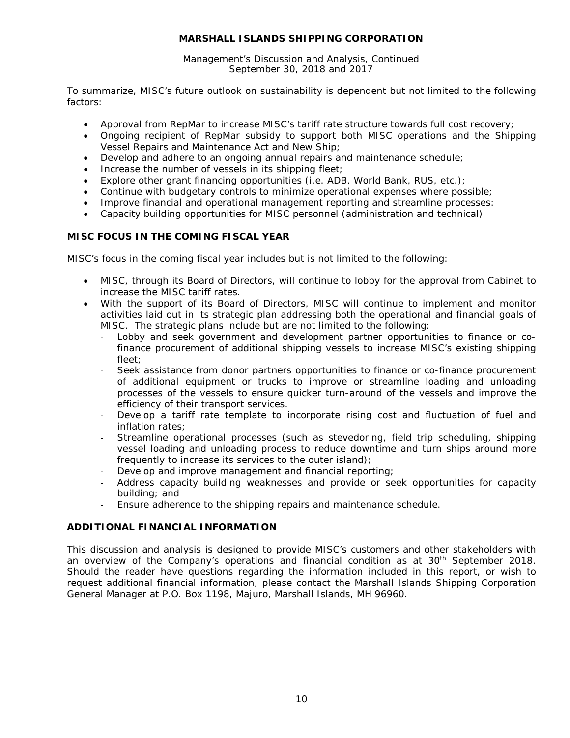To summarize, MISC's future outlook on sustainability is dependent but not limited to the following factors:

- Approval from RepMar to increase MISC's tariff rate structure towards full cost recovery;
- Ongoing recipient of RepMar subsidy to support both MISC operations and the Shipping Vessel Repairs and Maintenance Act and New Ship;
- Develop and adhere to an ongoing annual repairs and maintenance schedule;
- Increase the number of vessels in its shipping fleet;
- Explore other grant financing opportunities (i.e. ADB, World Bank, RUS, etc.);
- Continue with budgetary controls to minimize operational expenses where possible;
- Improve financial and operational management reporting and streamline processes:
- Capacity building opportunities for MISC personnel (administration and technical)

## MISC FOCUS IN THE COMING FISCAL YEAR

MISC's focus in the coming fiscal year includes but is not limited to the following:

- MISC, through its Board of Directors, will continue to lobby for the approval from Cabinet to increase the MISC tariff rates.
- With the support of its Board of Directors, MISC will continue to implement and monitor activities laid out in its strategic plan addressing both the operational and financial goals of MISC. The strategic plans include but are not limited to the following:
  - Lobby and seek government and development partner opportunities to finance or co-finance procurement of additional shipping vessels to increase MISC's existing shipping fleet;
  - Seek assistance from donor partners opportunities to finance or co-finance procurement of additional equipment or trucks to improve or streamline loading and unloading processes of the vessels to ensure quicker turn-around of the vessels and improve the efficiency of their transport services.
  - Develop a tariff rate template to incorporate rising cost and fluctuation of fuel and inflation rates;
  - Streamline operational processes (such as stevedoring, field trip scheduling, shipping vessel loading and unloading process to reduce downtime and turn ships around more frequently to increase its services to the outer island);
  - Develop and improve management and financial reporting;
  - Address capacity building weaknesses and provide or seek opportunities for capacity building; and
  - Ensure adherence to the shipping repairs and maintenance schedule.

## ADDITIONAL FINANCIAL INFORMATION

This discussion and analysis is designed to provide MISC's customers and other stakeholders with an overview of the Company's operations and financial condition as at 30th September 2018. Should the reader have questions regarding the information included in this report, or wish to request additional financial information, please contact the Marshall Islands Shipping Corporation General Manager at P.O. Box 1198, Majuro, Marshall Islands, MH 96960.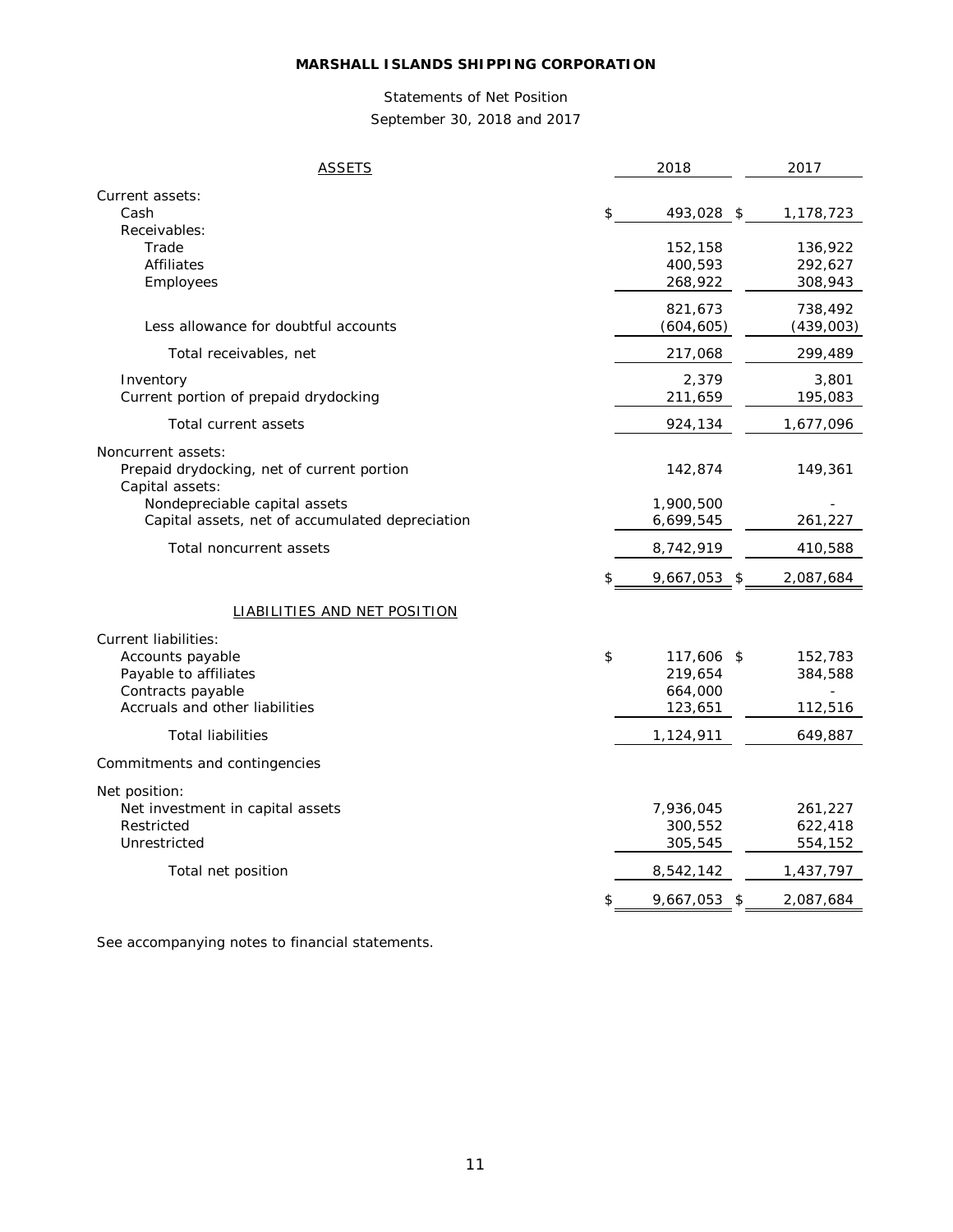**MARSHALL ISLANDS SHIPPING CORPORATION**

Statements of Net Position

September 30, 2018 and 2017

| ASSETS | 2018 | 2017 |
|---|---|---|
| Current assets: | | |
| Cash | $ 493,028 | $ 1,178,723 |
| Receivables: | | |
| Trade | 152,158 | 136,922 |
| Affiliates | 400,593 | 292,627 |
| Employees | 268,922 | 308,943 |
| | 821,673 | 738,492 |
| Less allowance for doubtful accounts | (604,605) | (439,003) |
| Total receivables, net | 217,068 | 299,489 |
| Inventory | 2,379 | 3,801 |
| Current portion of prepaid drydocking | 211,659 | 195,083 |
| Total current assets | 924,134 | 1,677,096 |
| Noncurrent assets: | | |
| Prepaid drydocking, net of current portion | 142,874 | 149,361 |
| Capital assets: | | |
| Nondepreciable capital assets | 1,900,500 | - |
| Capital assets, net of accumulated depreciation | 6,699,545 | 261,227 |
| Total noncurrent assets | 8,742,919 | 410,588 |
| | $ 9,667,053 | $ 2,087,684 |
| LIABILITIES AND NET POSITION | | |
| Current liabilities: | | |
| Accounts payable | $ 117,606 | $ 152,783 |
| Payable to affiliates | 219,654 | 384,588 |
| Contracts payable | 664,000 | - |
| Accruals and other liabilities | 123,651 | 112,516 |
| Total liabilities | 1,124,911 | 649,887 |
| Commitments and contingencies | | |
| Net position: | | |
| Net investment in capital assets | 7,936,045 | 261,227 |
| Restricted | 300,552 | 622,418 |
| Unrestricted | 305,545 | 554,152 |
| Total net position | 8,542,142 | 1,437,797 |
| | $ 9,667,053 | $ 2,087,684 |

See accompanying notes to financial statements.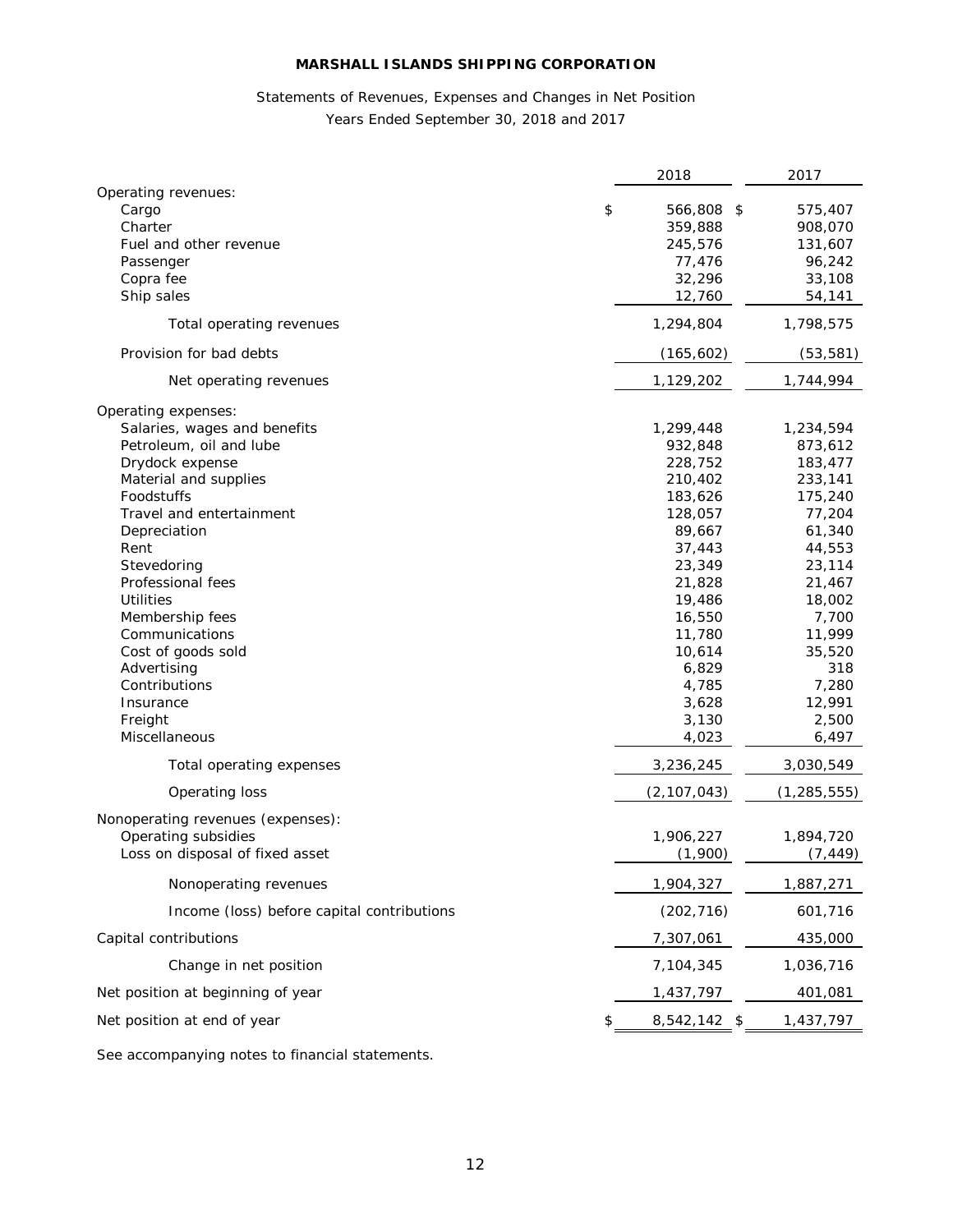# MARSHALL ISLANDS SHIPPING CORPORATION

## Statements of Revenues, Expenses and Changes in Net Position
### Years Ended September 30, 2018 and 2017

| | 2018 | 2017 |
|---|---|---|
| Operating revenues: | | |
| Cargo | $ 566,808 | $ 575,407 |
| Charter | 359,888 | 908,070 |
| Fuel and other revenue | 245,576 | 131,607 |
| Passenger | 77,476 | 96,242 |
| Copra fee | 32,296 | 33,108 |
| Ship sales | 12,760 | 54,141 |
| Total operating revenues | 1,294,804 | 1,798,575 |
| Provision for bad debts | (165,602) | (53,581) |
| Net operating revenues | 1,129,202 | 1,744,994 |
| Operating expenses: | | |
| Salaries, wages and benefits | 1,299,448 | 1,234,594 |
| Petroleum, oil and lube | 932,848 | 873,612 |
| Drydock expense | 228,752 | 183,477 |
| Material and supplies | 210,402 | 233,141 |
| Foodstuffs | 183,626 | 175,240 |
| Travel and entertainment | 128,057 | 77,204 |
| Depreciation | 89,667 | 61,340 |
| Rent | 37,443 | 44,553 |
| Stevedoring | 23,349 | 23,114 |
| Professional fees | 21,828 | 21,467 |
| Utilities | 19,486 | 18,002 |
| Membership fees | 16,550 | 7,700 |
| Communications | 11,780 | 11,999 |
| Cost of goods sold | 10,614 | 35,520 |
| Advertising | 6,829 | 318 |
| Contributions | 4,785 | 7,280 |
| Insurance | 3,628 | 12,991 |
| Freight | 3,130 | 2,500 |
| Miscellaneous | 4,023 | 6,497 |
| Total operating expenses | 3,236,245 | 3,030,549 |
| Operating loss | (2,107,043) | (1,285,555) |
| Nonoperating revenues (expenses): | | |
| Operating subsidies | 1,906,227 | 1,894,720 |
| Loss on disposal of fixed asset | (1,900) | (7,449) |
| Nonoperating revenues | 1,904,327 | 1,887,271 |
| Income (loss) before capital contributions | (202,716) | 601,716 |
| Capital contributions | 7,307,061 | 435,000 |
| Change in net position | 7,104,345 | 1,036,716 |
| Net position at beginning of year | 1,437,797 | 401,081 |
| Net position at end of year | $ 8,542,142 | $ 1,437,797 |

See accompanying notes to financial statements.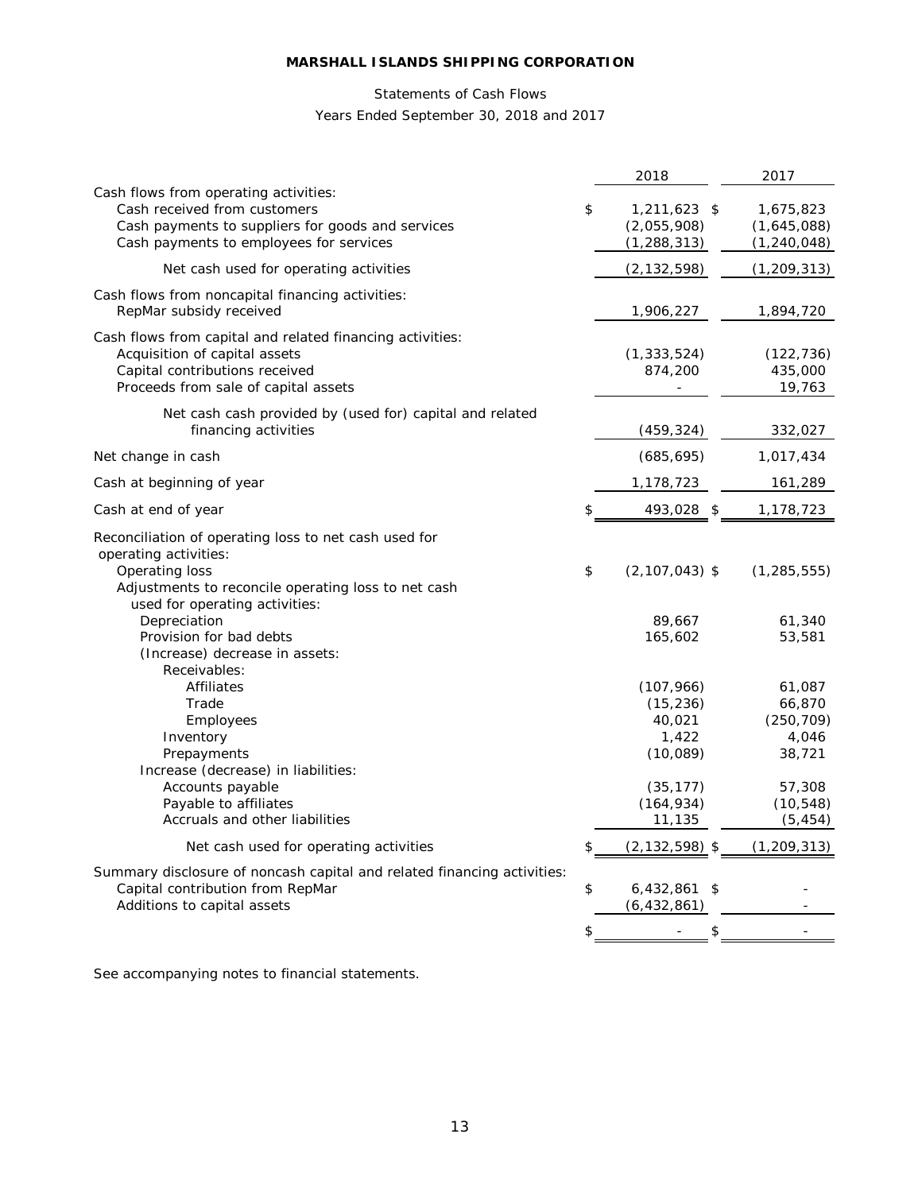**MARSHALL ISLANDS SHIPPING CORPORATION**

Statements of Cash Flows

Years Ended September 30, 2018 and 2017

| | 2018 | 2017 |
|---|---|---|
| Cash flows from operating activities: | | |
| Cash received from customers | $ 1,211,623 | $ 1,675,823 |
| Cash payments to suppliers for goods and services | (2,055,908) | (1,645,088) |
| Cash payments to employees for services | (1,288,313) | (1,240,048) |
| Net cash used for operating activities | (2,132,598) | (1,209,313) |
| Cash flows from noncapital financing activities: | | |
| RepMar subsidy received | 1,906,227 | 1,894,720 |
| Cash flows from capital and related financing activities: | | |
| Acquisition of capital assets | (1,333,524) | (122,736) |
| Capital contributions received | 874,200 | 435,000 |
| Proceeds from sale of capital assets | - | 19,763 |
| Net cash cash provided by (used for) capital and related financing activities | (459,324) | 332,027 |
| Net change in cash | (685,695) | 1,017,434 |
| Cash at beginning of year | 1,178,723 | 161,289 |
| Cash at end of year | $ 493,028 | $ 1,178,723 |
| Reconciliation of operating loss to net cash used for operating activities: | | |
| Operating loss | $ (2,107,043) | $ (1,285,555) |
| Adjustments to reconcile operating loss to net cash used for operating activities: | | |
| Depreciation | 89,667 | 61,340 |
| Provision for bad debts | 165,602 | 53,581 |
| (Increase) decrease in assets: | | |
| Receivables: | | |
| Affiliates | (107,966) | 61,087 |
| Trade | (15,236) | 66,870 |
| Employees | 40,021 | (250,709) |
| Inventory | 1,422 | 4,046 |
| Prepayments | (10,089) | 38,721 |
| Increase (decrease) in liabilities: | | |
| Accounts payable | (35,177) | 57,308 |
| Payable to affiliates | (164,934) | (10,548) |
| Accruals and other liabilities | 11,135 | (5,454) |
| Net cash used for operating activities | $ (2,132,598) | $ (1,209,313) |
| Summary disclosure of noncash capital and related financing activities: | | |
| Capital contribution from RepMar | $ 6,432,861 | $ - |
| Additions to capital assets | (6,432,861) | - |
| | $ - | $ - |

See accompanying notes to financial statements.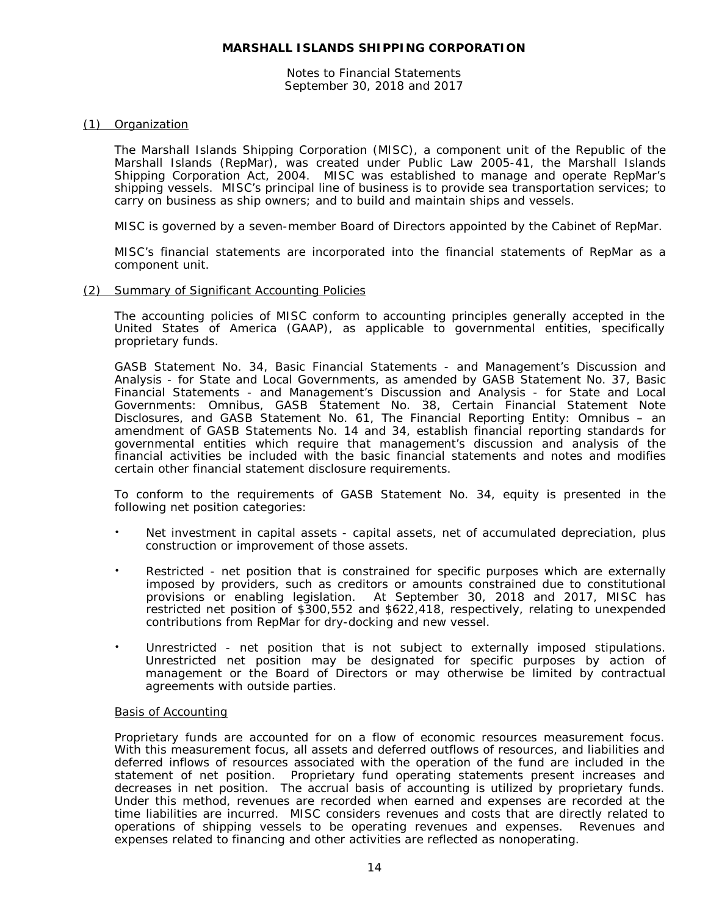**MARSHALL ISLANDS SHIPPING CORPORATION**

Notes to Financial Statements
September 30, 2018 and 2017

(1) Organization

The Marshall Islands Shipping Corporation (MISC), a component unit of the Republic of the Marshall Islands (RepMar), was created under Public Law 2005-41, the Marshall Islands Shipping Corporation Act, 2004. MISC was established to manage and operate RepMar's shipping vessels. MISC's principal line of business is to provide sea transportation services; to carry on business as ship owners; and to build and maintain ships and vessels.

MISC is governed by a seven-member Board of Directors appointed by the Cabinet of RepMar.

MISC's financial statements are incorporated into the financial statements of RepMar as a component unit.

(2) Summary of Significant Accounting Policies

The accounting policies of MISC conform to accounting principles generally accepted in the United States of America (GAAP), as applicable to governmental entities, specifically proprietary funds.

GASB Statement No. 34, Basic Financial Statements - and Management's Discussion and Analysis - for State and Local Governments, as amended by GASB Statement No. 37, Basic Financial Statements - and Management's Discussion and Analysis - for State and Local Governments: Omnibus, GASB Statement No. 38, Certain Financial Statement Note Disclosures, and GASB Statement No. 61, The Financial Reporting Entity: Omnibus – an amendment of GASB Statements No. 14 and 34, establish financial reporting standards for governmental entities which require that management's discussion and analysis of the financial activities be included with the basic financial statements and notes and modifies certain other financial statement disclosure requirements.

To conform to the requirements of GASB Statement No. 34, equity is presented in the following net position categories:

- Net investment in capital assets - capital assets, net of accumulated depreciation, plus construction or improvement of those assets.
- Restricted - net position that is constrained for specific purposes which are externally imposed by providers, such as creditors or amounts constrained due to constitutional provisions or enabling legislation. At September 30, 2018 and 2017, MISC has restricted net position of $300,552 and $622,418, respectively, relating to unexpended contributions from RepMar for dry-docking and new vessel.
- Unrestricted - net position that is not subject to externally imposed stipulations. Unrestricted net position may be designated for specific purposes by action of management or the Board of Directors or may otherwise be limited by contractual agreements with outside parties.

Basis of Accounting

Proprietary funds are accounted for on a flow of economic resources measurement focus. With this measurement focus, all assets and deferred outflows of resources, and liabilities and deferred inflows of resources associated with the operation of the fund are included in the statement of net position. Proprietary fund operating statements present increases and decreases in net position. The accrual basis of accounting is utilized by proprietary funds. Under this method, revenues are recorded when earned and expenses are recorded at the time liabilities are incurred. MISC considers revenues and costs that are directly related to operations of shipping vessels to be operating revenues and expenses. Revenues and expenses related to financing and other activities are reflected as nonoperating.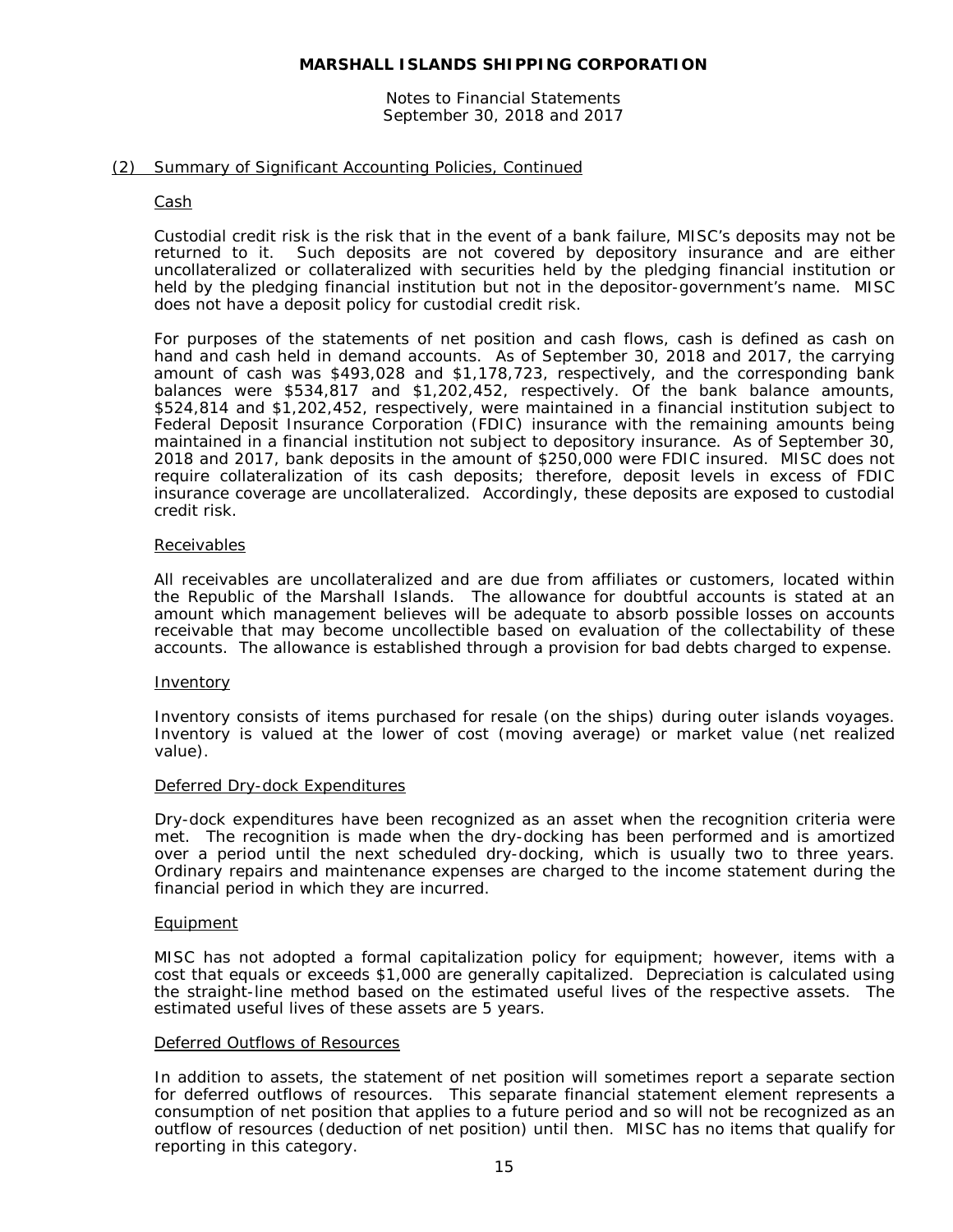## (2) Summary of Significant Accounting Policies, Continued

### Cash

Custodial credit risk is the risk that in the event of a bank failure, MISC's deposits may not be returned to it. Such deposits are not covered by depository insurance and are either uncollateralized or collateralized with securities held by the pledging financial institution or held by the pledging financial institution but not in the depositor-government's name. MISC does not have a deposit policy for custodial credit risk.

For purposes of the statements of net position and cash flows, cash is defined as cash on hand and cash held in demand accounts. As of September 30, 2018 and 2017, the carrying amount of cash was $493,028 and $1,178,723, respectively, and the corresponding bank balances were $534,817 and $1,202,452, respectively. Of the bank balance amounts, $524,814 and $1,202,452, respectively, were maintained in a financial institution subject to Federal Deposit Insurance Corporation (FDIC) insurance with the remaining amounts being maintained in a financial institution not subject to depository insurance. As of September 30, 2018 and 2017, bank deposits in the amount of $250,000 were FDIC insured. MISC does not require collateralization of its cash deposits; therefore, deposit levels in excess of FDIC insurance coverage are uncollateralized. Accordingly, these deposits are exposed to custodial credit risk.

### Receivables

All receivables are uncollateralized and are due from affiliates or customers, located within the Republic of the Marshall Islands. The allowance for doubtful accounts is stated at an amount which management believes will be adequate to absorb possible losses on accounts receivable that may become uncollectible based on evaluation of the collectability of these accounts. The allowance is established through a provision for bad debts charged to expense.

### Inventory

Inventory consists of items purchased for resale (on the ships) during outer islands voyages. Inventory is valued at the lower of cost (moving average) or market value (net realized value).

### Deferred Dry-dock Expenditures

Dry-dock expenditures have been recognized as an asset when the recognition criteria were met. The recognition is made when the dry-docking has been performed and is amortized over a period until the next scheduled dry-docking, which is usually two to three years. Ordinary repairs and maintenance expenses are charged to the income statement during the financial period in which they are incurred.

### Equipment

MISC has not adopted a formal capitalization policy for equipment; however, items with a cost that equals or exceeds $1,000 are generally capitalized. Depreciation is calculated using the straight-line method based on the estimated useful lives of the respective assets. The estimated useful lives of these assets are 5 years.

### Deferred Outflows of Resources

In addition to assets, the statement of net position will sometimes report a separate section for deferred outflows of resources. This separate financial statement element represents a consumption of net position that applies to a future period and so will not be recognized as an outflow of resources (deduction of net position) until then. MISC has no items that qualify for reporting in this category.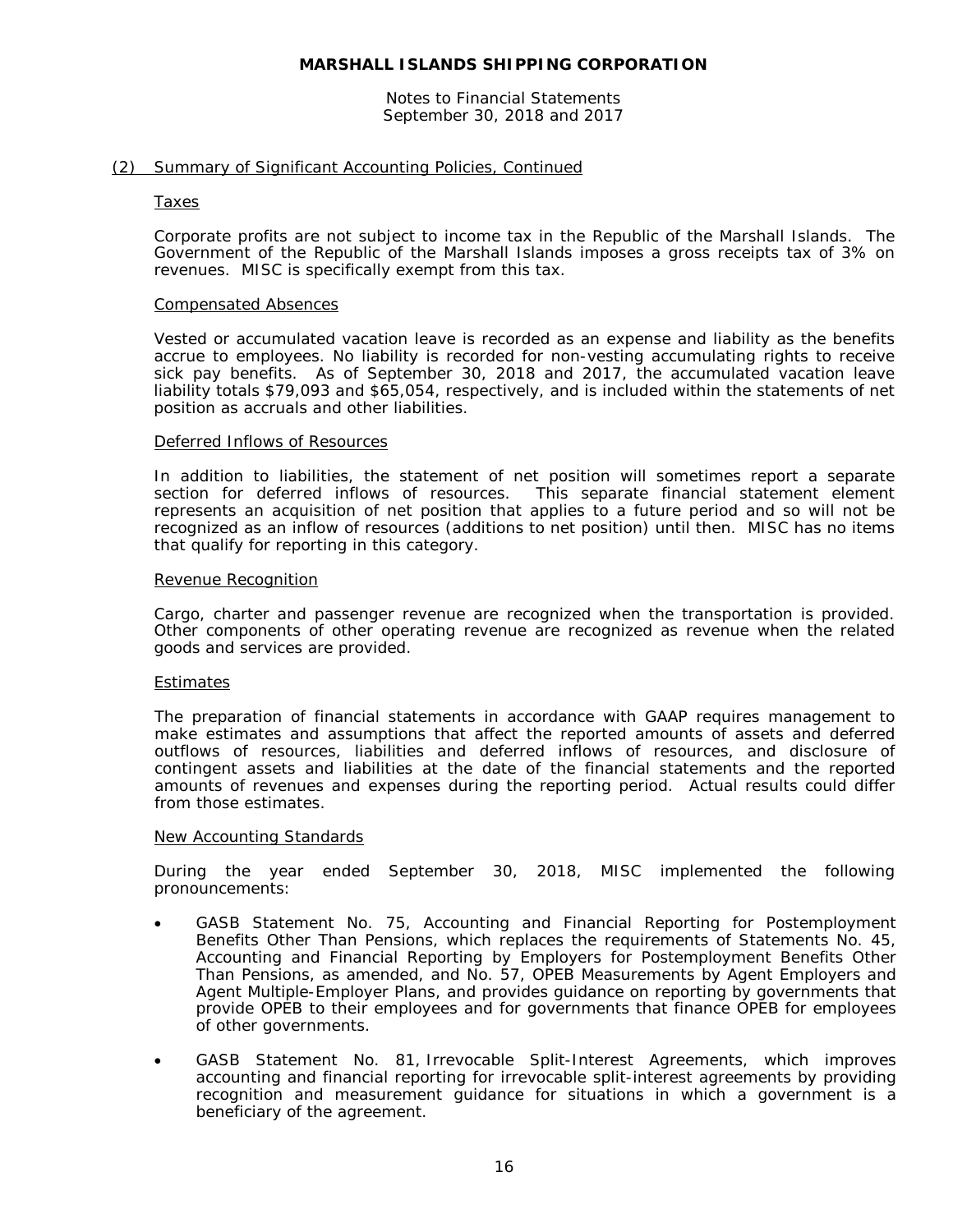**MARSHALL ISLANDS SHIPPING CORPORATION**

Notes to Financial Statements
September 30, 2018 and 2017

## (2) Summary of Significant Accounting Policies, Continued

### Taxes

Corporate profits are not subject to income tax in the Republic of the Marshall Islands. The Government of the Republic of the Marshall Islands imposes a gross receipts tax of 3% on revenues. MISC is specifically exempt from this tax.

### Compensated Absences

Vested or accumulated vacation leave is recorded as an expense and liability as the benefits accrue to employees. No liability is recorded for non-vesting accumulating rights to receive sick pay benefits. As of September 30, 2018 and 2017, the accumulated vacation leave liability totals $79,093 and $65,054, respectively, and is included within the statements of net position as accruals and other liabilities.

### Deferred Inflows of Resources

In addition to liabilities, the statement of net position will sometimes report a separate section for deferred inflows of resources. This separate financial statement element represents an acquisition of net position that applies to a future period and so will not be recognized as an inflow of resources (additions to net position) until then. MISC has no items that qualify for reporting in this category.

### Revenue Recognition

Cargo, charter and passenger revenue are recognized when the transportation is provided. Other components of other operating revenue are recognized as revenue when the related goods and services are provided.

### Estimates

The preparation of financial statements in accordance with GAAP requires management to make estimates and assumptions that affect the reported amounts of assets and deferred outflows of resources, liabilities and deferred inflows of resources, and disclosure of contingent assets and liabilities at the date of the financial statements and the reported amounts of revenues and expenses during the reporting period. Actual results could differ from those estimates.

### New Accounting Standards

During the year ended September 30, 2018, MISC implemented the following pronouncements:

- GASB Statement No. 75, Accounting and Financial Reporting for Postemployment Benefits Other Than Pensions, which replaces the requirements of Statements No. 45, Accounting and Financial Reporting by Employers for Postemployment Benefits Other Than Pensions, as amended, and No. 57, OPEB Measurements by Agent Employers and Agent Multiple-Employer Plans, and provides guidance on reporting by governments that provide OPEB to their employees and for governments that finance OPEB for employees of other governments.

- GASB Statement No. 81, Irrevocable Split-Interest Agreements, which improves accounting and financial reporting for irrevocable split-interest agreements by providing recognition and measurement guidance for situations in which a government is a beneficiary of the agreement.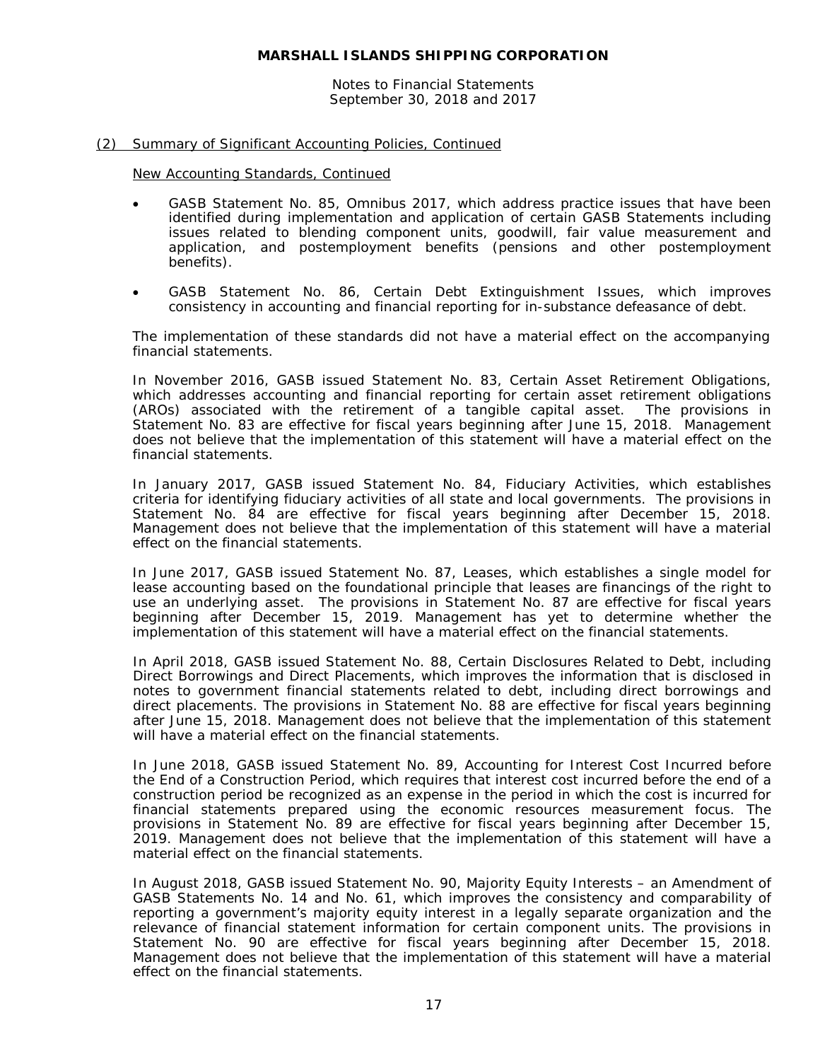(2) Summary of Significant Accounting Policies, Continued

New Accounting Standards, Continued

- GASB Statement No. 85, Omnibus 2017, which address practice issues that have been identified during implementation and application of certain GASB Statements including issues related to blending component units, goodwill, fair value measurement and application, and postemployment benefits (pensions and other postemployment benefits).

- GASB Statement No. 86, Certain Debt Extinguishment Issues, which improves consistency in accounting and financial reporting for in-substance defeasance of debt.

The implementation of these standards did not have a material effect on the accompanying financial statements.

In November 2016, GASB issued Statement No. 83, Certain Asset Retirement Obligations, which addresses accounting and financial reporting for certain asset retirement obligations (AROs) associated with the retirement of a tangible capital asset. The provisions in Statement No. 83 are effective for fiscal years beginning after June 15, 2018. Management does not believe that the implementation of this statement will have a material effect on the financial statements.

In January 2017, GASB issued Statement No. 84, Fiduciary Activities, which establishes criteria for identifying fiduciary activities of all state and local governments. The provisions in Statement No. 84 are effective for fiscal years beginning after December 15, 2018. Management does not believe that the implementation of this statement will have a material effect on the financial statements.

In June 2017, GASB issued Statement No. 87, Leases, which establishes a single model for lease accounting based on the foundational principle that leases are financings of the right to use an underlying asset. The provisions in Statement No. 87 are effective for fiscal years beginning after December 15, 2019. Management has yet to determine whether the implementation of this statement will have a material effect on the financial statements.

In April 2018, GASB issued Statement No. 88, Certain Disclosures Related to Debt, including Direct Borrowings and Direct Placements, which improves the information that is disclosed in notes to government financial statements related to debt, including direct borrowings and direct placements. The provisions in Statement No. 88 are effective for fiscal years beginning after June 15, 2018. Management does not believe that the implementation of this statement will have a material effect on the financial statements.

In June 2018, GASB issued Statement No. 89, Accounting for Interest Cost Incurred before the End of a Construction Period, which requires that interest cost incurred before the end of a construction period be recognized as an expense in the period in which the cost is incurred for financial statements prepared using the economic resources measurement focus. The provisions in Statement No. 89 are effective for fiscal years beginning after December 15, 2019. Management does not believe that the implementation of this statement will have a material effect on the financial statements.

In August 2018, GASB issued Statement No. 90, Majority Equity Interests – an Amendment of GASB Statements No. 14 and No. 61, which improves the consistency and comparability of reporting a government's majority equity interest in a legally separate organization and the relevance of financial statement information for certain component units. The provisions in Statement No. 90 are effective for fiscal years beginning after December 15, 2018. Management does not believe that the implementation of this statement will have a material effect on the financial statements.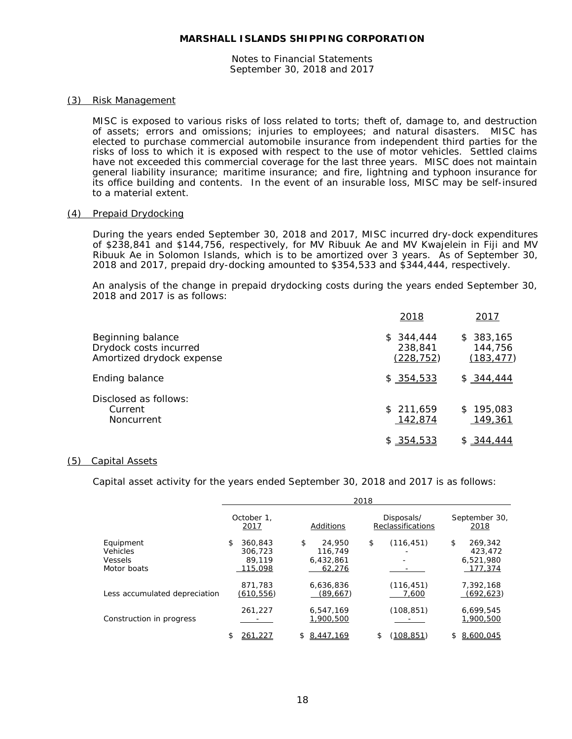**MARSHALL ISLANDS SHIPPING CORPORATION**

Notes to Financial Statements
September 30, 2018 and 2017

## (3) Risk Management

MISC is exposed to various risks of loss related to torts; theft of, damage to, and destruction of assets; errors and omissions; injuries to employees; and natural disasters. MISC has elected to purchase commercial automobile insurance from independent third parties for the risks of loss to which it is exposed with respect to the use of motor vehicles. Settled claims have not exceeded this commercial coverage for the last three years. MISC does not maintain general liability insurance; maritime insurance; and fire, lightning and typhoon insurance for its office building and contents. In the event of an insurable loss, MISC may be self-insured to a material extent.

## (4) Prepaid Drydocking

During the years ended September 30, 2018 and 2017, MISC incurred dry-dock expenditures of $238,841 and $144,756, respectively, for MV Ribuuk Ae and MV Kwajelein in Fiji and MV Ribuuk Ae in Solomon Islands, which is to be amortized over 3 years. As of September 30, 2018 and 2017, prepaid dry-docking amounted to $354,533 and $344,444, respectively.

An analysis of the change in prepaid drydocking costs during the years ended September 30, 2018 and 2017 is as follows:

| | 2018 | 2017 |
|---|---|---|
| Beginning balance | $ 344,444 | $ 383,165 |
| Drydock costs incurred | 238,841 | 144,756 |
| Amortized drydock expense | (228,752) | (183,477) |
| Ending balance | $ 354,533 | $ 344,444 |
| Disclosed as follows: | | |
| Current | $ 211,659 | $ 195,083 |
| Noncurrent | 142,874 | 149,361 |
| | $ 354,533 | $ 344,444 |

## (5) Capital Assets

Capital asset activity for the years ended September 30, 2018 and 2017 is as follows:

| | 2018 | | | |
|---|---|---|---|---|
| | October 1, 2017 | Additions | Disposals/ Reclassifications | September 30, 2018 |
| Equipment | $ 360,843 | $ 24,950 | $ (116,451) | $ 269,342 |
| Vehicles | 306,723 | 116,749 | - | 423,472 |
| Vessels | 89,119 | 6,432,861 | - | 6,521,980 |
| Motor boats | 115,098 | 62,276 | - | 177,374 |
| | 871,783 | 6,636,836 | (116,451) | 7,392,168 |
| Less accumulated depreciation | (610,556) | (89,667) | 7,600 | (692,623) |
| | 261,227 | 6,547,169 | (108,851) | 6,699,545 |
| Construction in progress | - | 1,900,500 | - | 1,900,500 |
| | $ 261,227 | $ 8,447,169 | $ (108,851) | $ 8,600,045 |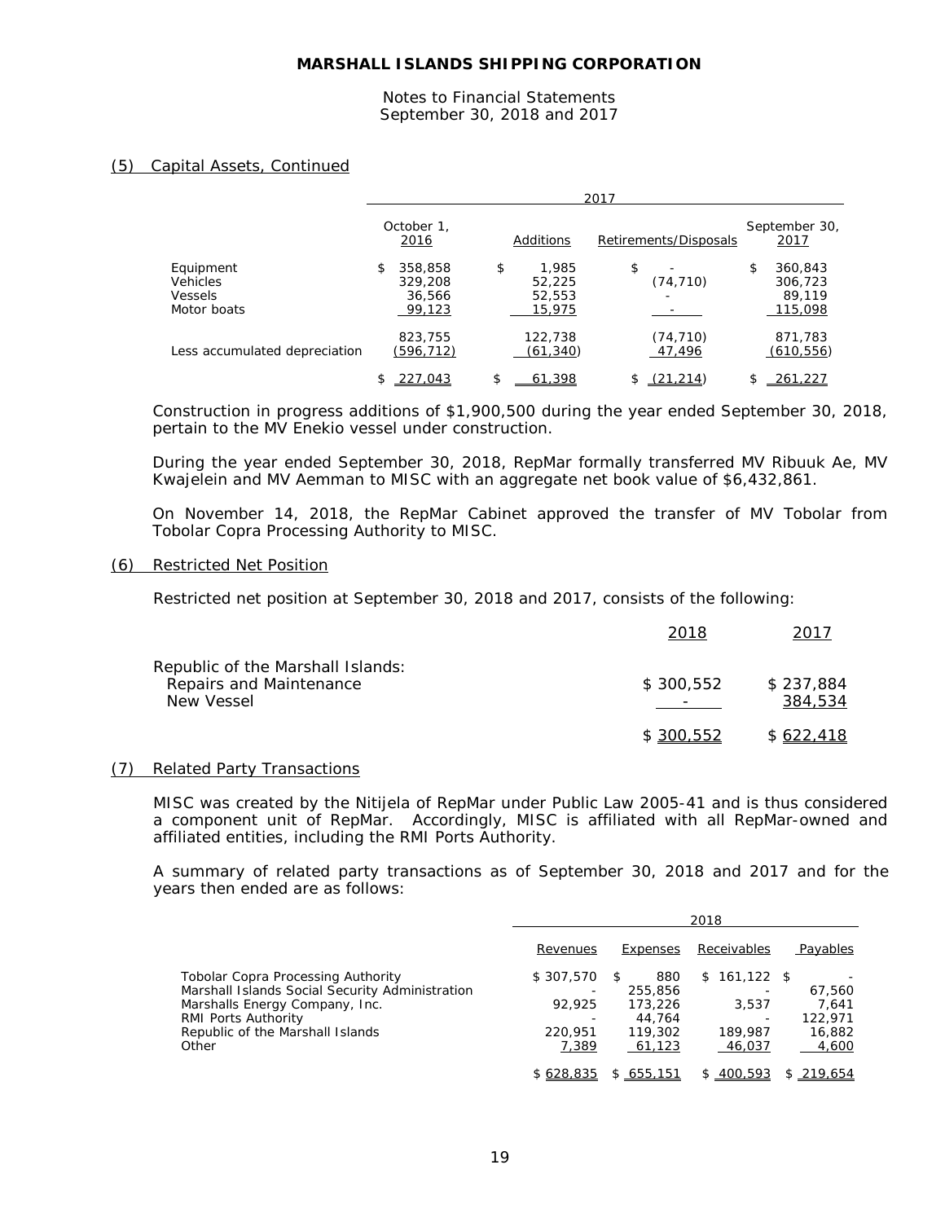# MARSHALL ISLANDS SHIPPING CORPORATION

Notes to Financial Statements
September 30, 2018 and 2017

## (5) Capital Assets, Continued

| | 2017 | | | |
|---|---|---|---|---|
| | October 1, 2016 | Additions | Retirements/Disposals | September 30, 2017 |
| Equipment | $ 358,858 | $ 1,985 | $ - | $ 360,843 |
| Vehicles | 329,208 | 52,225 | (74,710) | 306,723 |
| Vessels | 36,566 | 52,553 | - | 89,119 |
| Motor boats | 99,123 | 15,975 | - | 115,098 |
| | 823,755 | 122,738 | (74,710) | 871,783 |
| Less accumulated depreciation | (596,712) | (61,340) | 47,496 | (610,556) |
| | $ 227,043 | $ 61,398 | $ (21,214) | $ 261,227 |

Construction in progress additions of $1,900,500 during the year ended September 30, 2018, pertain to the MV Enekio vessel under construction.

During the year ended September 30, 2018, RepMar formally transferred MV Ribuuk Ae, MV Kwajelein and MV Aemman to MISC with an aggregate net book value of $6,432,861.

On November 14, 2018, the RepMar Cabinet approved the transfer of MV Tobolar from Tobolar Copra Processing Authority to MISC.

## (6) Restricted Net Position

Restricted net position at September 30, 2018 and 2017, consists of the following:

| | 2018 | 2017 |
|---|---|---|
| Republic of the Marshall Islands: | | |
| Repairs and Maintenance | $ 300,552 | $ 237,884 |
| New Vessel | - | 384,534 |
| | $ 300,552 | $ 622,418 |

## (7) Related Party Transactions

MISC was created by the Nitijela of RepMar under Public Law 2005-41 and is thus considered a component unit of RepMar. Accordingly, MISC is affiliated with all RepMar-owned and affiliated entities, including the RMI Ports Authority.

A summary of related party transactions as of September 30, 2018 and 2017 and for the years then ended are as follows:

| | 2018 | | | |
|---|---|---|---|---|
| | Revenues | Expenses | Receivables | Payables |
| Tobolar Copra Processing Authority | $ 307,570 | $ 880 | $ 161,122 | $ - |
| Marshall Islands Social Security Administration | - | 255,856 | - | 67,560 |
| Marshalls Energy Company, Inc. | 92,925 | 173,226 | 3,537 | 7,641 |
| RMI Ports Authority | - | 44,764 | - | 122,971 |
| Republic of the Marshall Islands | 220,951 | 119,302 | 189,987 | 16,882 |
| Other | 7,389 | 61,123 | 46,037 | 4,600 |
| | $ 628,835 | $ 655,151 | $ 400,593 | $ 219,654 |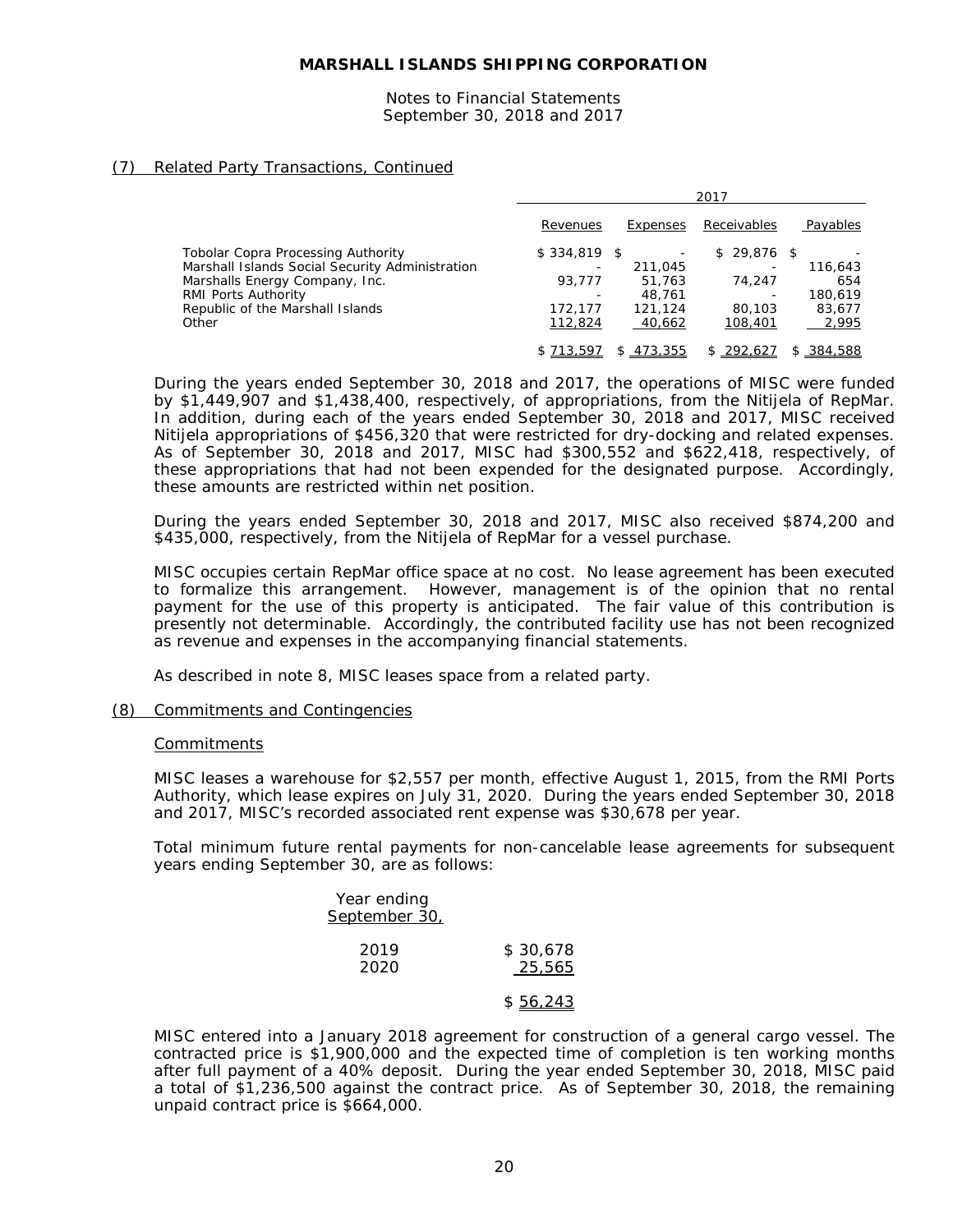### (7) Related Party Transactions, Continued

| | 2017 | | | |
|---|---|---|---|---|
| | Revenues | Expenses | Receivables | Payables |
| Tobolar Copra Processing Authority | $ 334,819 | $ - | $ 29,876 | $ - |
| Marshall Islands Social Security Administration | - | 211,045 | - | 116,643 |
| Marshalls Energy Company, Inc. | 93,777 | 51,763 | 74,247 | 654 |
| RMI Ports Authority | - | 48,761 | - | 180,619 |
| Republic of the Marshall Islands | 172,177 | 121,124 | 80,103 | 83,677 |
| Other | 112,824 | 40,662 | 108,401 | 2,995 |
| | $ 713,597 | $ 473,355 | $ 292,627 | $ 384,588 |

During the years ended September 30, 2018 and 2017, the operations of MISC were funded by $1,449,907 and $1,438,400, respectively, of appropriations, from the Nitijela of RepMar. In addition, during each of the years ended September 30, 2018 and 2017, MISC received Nitijela appropriations of $456,320 that were restricted for dry-docking and related expenses. As of September 30, 2018 and 2017, MISC had $300,552 and $622,418, respectively, of these appropriations that had not been expended for the designated purpose. Accordingly, these amounts are restricted within net position.

During the years ended September 30, 2018 and 2017, MISC also received $874,200 and $435,000, respectively, from the Nitijela of RepMar for a vessel purchase.

MISC occupies certain RepMar office space at no cost. No lease agreement has been executed to formalize this arrangement. However, management is of the opinion that no rental payment for the use of this property is anticipated. The fair value of this contribution is presently not determinable. Accordingly, the contributed facility use has not been recognized as revenue and expenses in the accompanying financial statements.

As described in note 8, MISC leases space from a related party.

### (8) Commitments and Contingencies

#### Commitments

MISC leases a warehouse for $2,557 per month, effective August 1, 2015, from the RMI Ports Authority, which lease expires on July 31, 2020. During the years ended September 30, 2018 and 2017, MISC's recorded associated rent expense was $30,678 per year.

Total minimum future rental payments for non-cancelable lease agreements for subsequent years ending September 30, are as follows:

| Year ending September 30, | |
|---|---|
| 2019 | $ 30,678 |
| 2020 | 25,565 |
| | $ 56,243 |

MISC entered into a January 2018 agreement for construction of a general cargo vessel. The contracted price is $1,900,000 and the expected time of completion is ten working months after full payment of a 40% deposit. During the year ended September 30, 2018, MISC paid a total of $1,236,500 against the contract price. As of September 30, 2018, the remaining unpaid contract price is $664,000.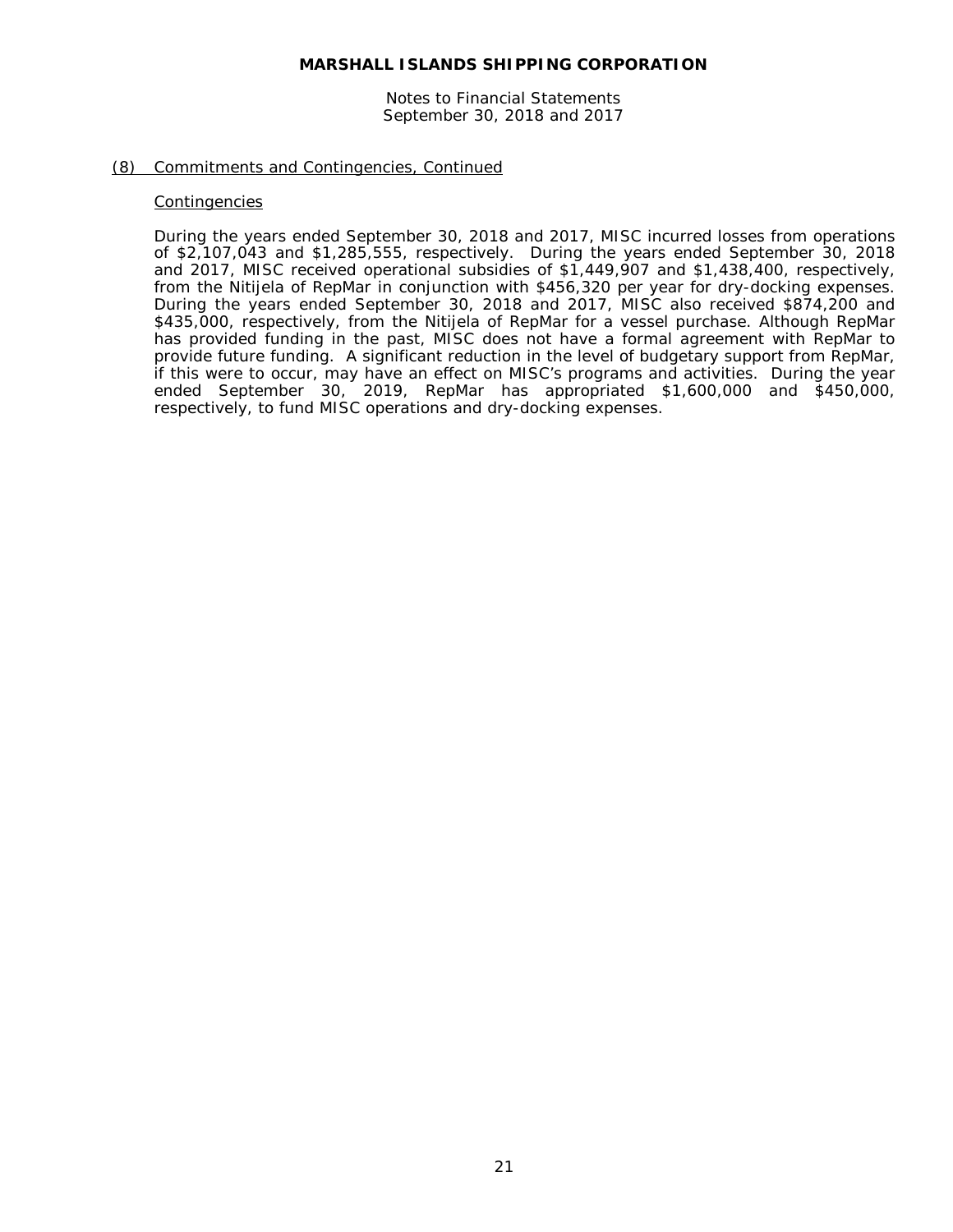## (8) Commitments and Contingencies, Continued

### Contingencies

During the years ended September 30, 2018 and 2017, MISC incurred losses from operations of $2,107,043 and $1,285,555, respectively. During the years ended September 30, 2018 and 2017, MISC received operational subsidies of $1,449,907 and $1,438,400, respectively, from the Nitijela of RepMar in conjunction with $456,320 per year for dry-docking expenses. During the years ended September 30, 2018 and 2017, MISC also received $874,200 and $435,000, respectively, from the Nitijela of RepMar for a vessel purchase. Although RepMar has provided funding in the past, MISC does not have a formal agreement with RepMar to provide future funding. A significant reduction in the level of budgetary support from RepMar, if this were to occur, may have an effect on MISC's programs and activities. During the year ended September 30, 2019, RepMar has appropriated $1,600,000 and $450,000, respectively, to fund MISC operations and dry-docking expenses.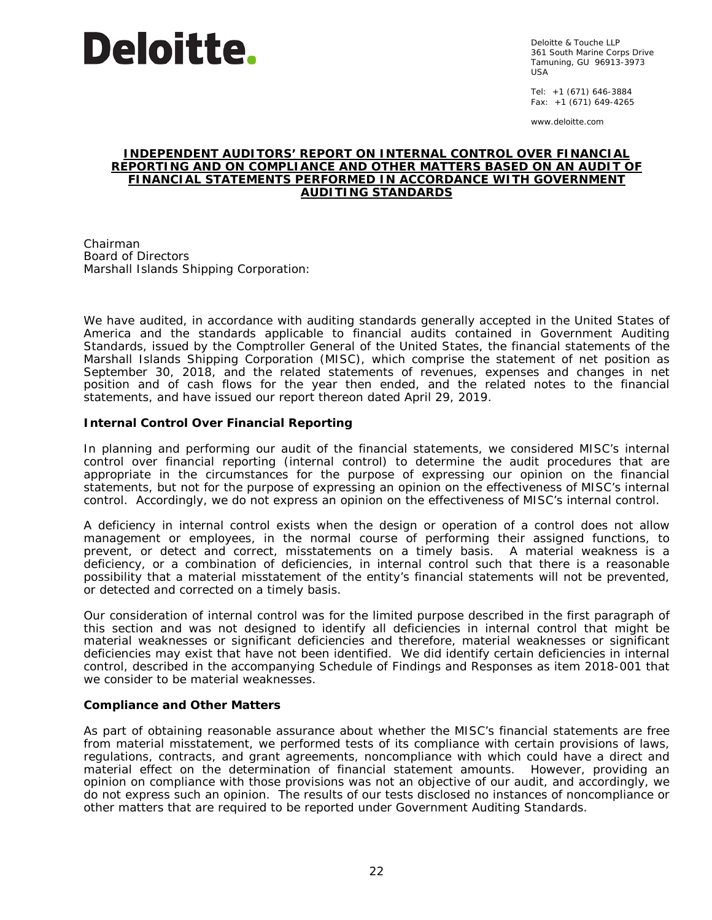Deloitte.

Deloitte & Touche LLP
361 South Marine Corps Drive
Tamuning, GU 96913-3973
USA

Tel: +1 (671) 646-3884
Fax: +1 (671) 649-4265

www.deloitte.com

# INDEPENDENT AUDITORS' REPORT ON INTERNAL CONTROL OVER FINANCIAL REPORTING AND ON COMPLIANCE AND OTHER MATTERS BASED ON AN AUDIT OF FINANCIAL STATEMENTS PERFORMED IN ACCORDANCE WITH GOVERNMENT AUDITING STANDARDS

Chairman
Board of Directors
Marshall Islands Shipping Corporation:

We have audited, in accordance with auditing standards generally accepted in the United States of America and the standards applicable to financial audits contained in Government Auditing Standards, issued by the Comptroller General of the United States, the financial statements of the Marshall Islands Shipping Corporation (MISC), which comprise the statement of net position as September 30, 2018, and the related statements of revenues, expenses and changes in net position and of cash flows for the year then ended, and the related notes to the financial statements, and have issued our report thereon dated April 29, 2019.

**Internal Control Over Financial Reporting**

In planning and performing our audit of the financial statements, we considered MISC's internal control over financial reporting (internal control) to determine the audit procedures that are appropriate in the circumstances for the purpose of expressing our opinion on the financial statements, but not for the purpose of expressing an opinion on the effectiveness of MISC's internal control. Accordingly, we do not express an opinion on the effectiveness of MISC's internal control.

A deficiency in internal control exists when the design or operation of a control does not allow management or employees, in the normal course of performing their assigned functions, to prevent, or detect and correct, misstatements on a timely basis. A material weakness is a deficiency, or a combination of deficiencies, in internal control such that there is a reasonable possibility that a material misstatement of the entity's financial statements will not be prevented, or detected and corrected on a timely basis.

Our consideration of internal control was for the limited purpose described in the first paragraph of this section and was not designed to identify all deficiencies in internal control that might be material weaknesses or significant deficiencies and therefore, material weaknesses or significant deficiencies may exist that have not been identified. We did identify certain deficiencies in internal control, described in the accompanying Schedule of Findings and Responses as item 2018-001 that we consider to be material weaknesses.

**Compliance and Other Matters**

As part of obtaining reasonable assurance about whether the MISC's financial statements are free from material misstatement, we performed tests of its compliance with certain provisions of laws, regulations, contracts, and grant agreements, noncompliance with which could have a direct and material effect on the determination of financial statement amounts. However, providing an opinion on compliance with those provisions was not an objective of our audit, and accordingly, we do not express such an opinion. The results of our tests disclosed no instances of noncompliance or other matters that are required to be reported under Government Auditing Standards.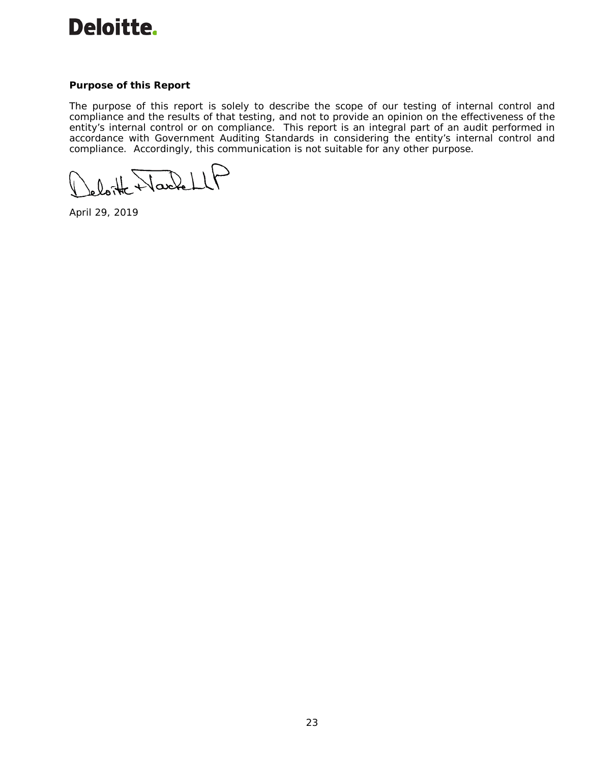**Purpose of this Report**

The purpose of this report is solely to describe the scope of our testing of internal control and compliance and the results of that testing, and not to provide an opinion on the effectiveness of the entity's internal control or on compliance. This report is an integral part of an audit performed in accordance with Government Auditing Standards in considering the entity's internal control and compliance. Accordingly, this communication is not suitable for any other purpose.

Deloitte & Touche LLP

April 29, 2019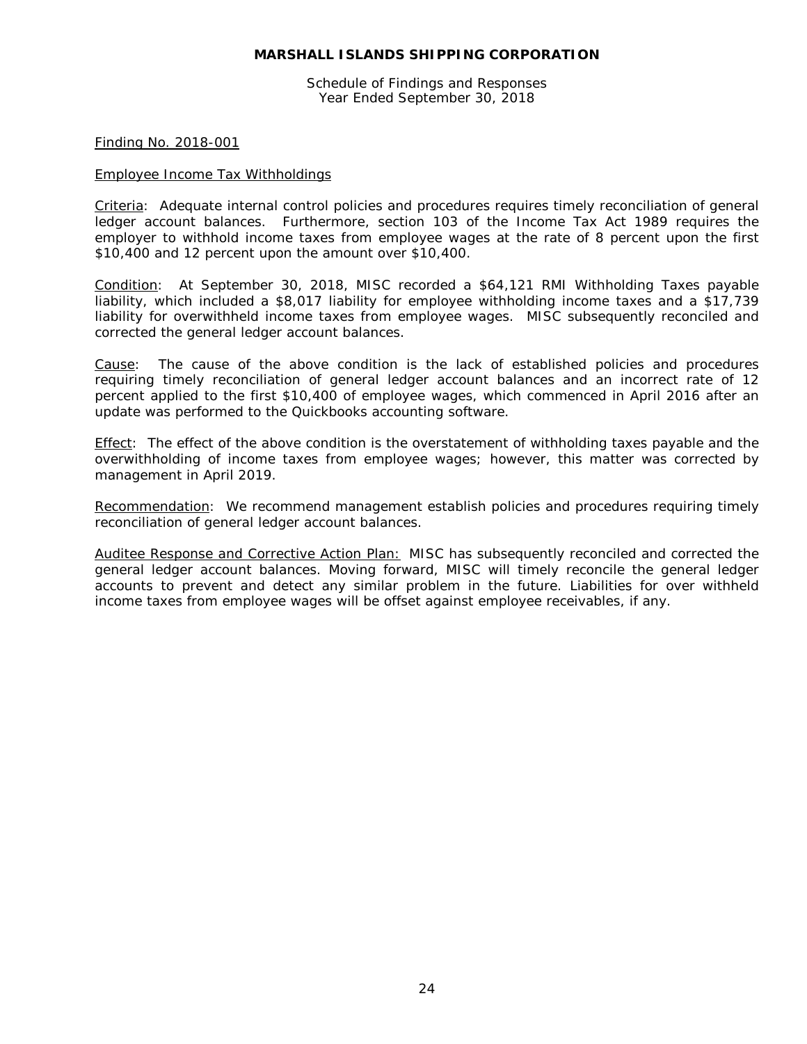# MARSHALL ISLANDS SHIPPING CORPORATION

Schedule of Findings and Responses
Year Ended September 30, 2018

Finding No. 2018-001

Employee Income Tax Withholdings

Criteria: Adequate internal control policies and procedures requires timely reconciliation of general ledger account balances. Furthermore, section 103 of the Income Tax Act 1989 requires the employer to withhold income taxes from employee wages at the rate of 8 percent upon the first $10,400 and 12 percent upon the amount over $10,400.

Condition: At September 30, 2018, MISC recorded a $64,121 RMI Withholding Taxes payable liability, which included a $8,017 liability for employee withholding income taxes and a $17,739 liability for overwithheld income taxes from employee wages. MISC subsequently reconciled and corrected the general ledger account balances.

Cause: The cause of the above condition is the lack of established policies and procedures requiring timely reconciliation of general ledger account balances and an incorrect rate of 12 percent applied to the first $10,400 of employee wages, which commenced in April 2016 after an update was performed to the Quickbooks accounting software.

Effect: The effect of the above condition is the overstatement of withholding taxes payable and the overwithholding of income taxes from employee wages; however, this matter was corrected by management in April 2019.

Recommendation: We recommend management establish policies and procedures requiring timely reconciliation of general ledger account balances.

Auditee Response and Corrective Action Plan: MISC has subsequently reconciled and corrected the general ledger account balances. Moving forward, MISC will timely reconcile the general ledger accounts to prevent and detect any similar problem in the future. Liabilities for over withheld income taxes from employee wages will be offset against employee receivables, if any.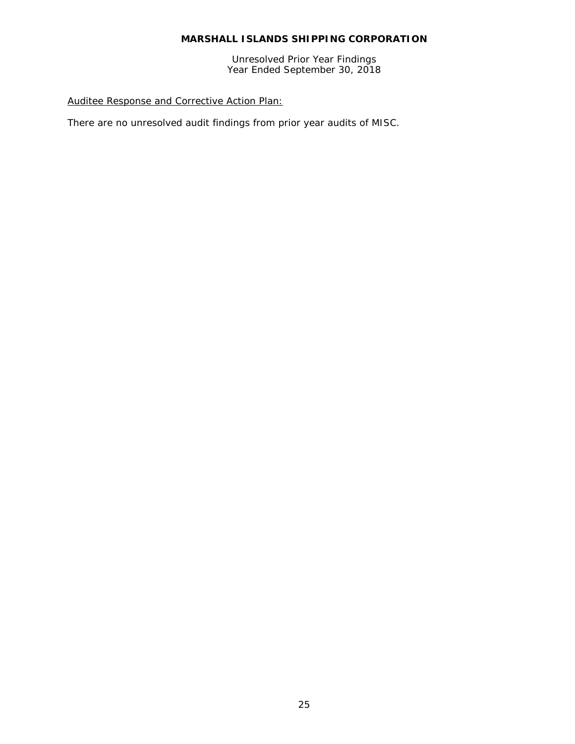**MARSHALL ISLANDS SHIPPING CORPORATION**

Unresolved Prior Year Findings
Year Ended September 30, 2018

Auditee Response and Corrective Action Plan:

There are no unresolved audit findings from prior year audits of MISC.